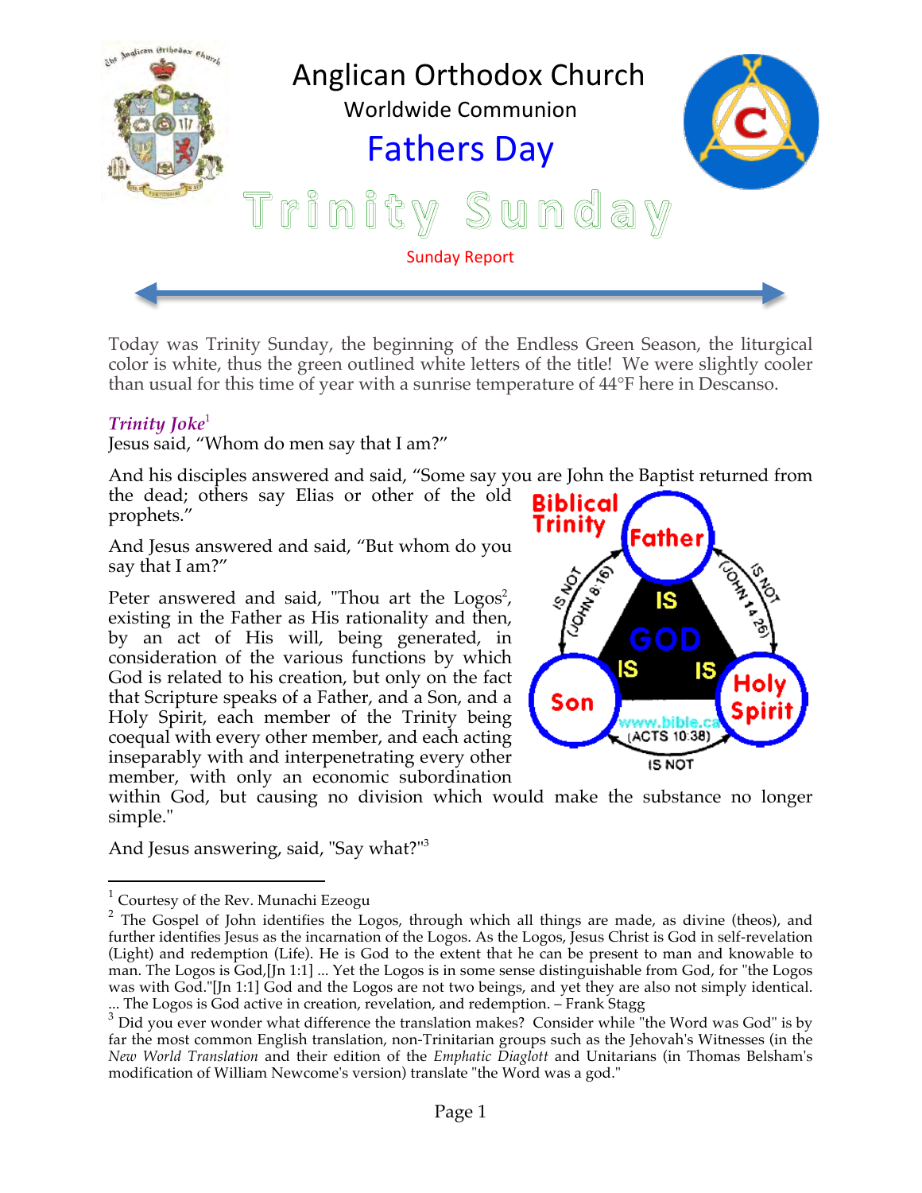# Anglican Orthodox Church

Worldwide Communion

## Fathers Day

# Trinity Sunday

Sunday Report

Today was Trinity Sunday, the beginning of the Endless Green Season, the liturgical color is white, thus the green outlined white letters of the title! We were slightly cooler than usual for this time of year with a sunrise temperature of 44°F here in Descanso.

***Trinity Joke***[1]

Jesus said, "Whom do men say that I am?"

And his disciples answered and said, "Some say you are John the Baptist returned from the dead; others say Elias or other of the old prophets."

And Jesus answered and said, "But whom do you say that I am?"

Peter answered and said, "Thou art the Logos[2], existing in the Father as His rationality and then, by an act of His will, being generated, in consideration of the various functions by which God is related to his creation, but only on the fact that Scripture speaks of a Father, and a Son, and a Holy Spirit, each member of the Trinity being coequal with every other member, and each acting inseparably with and interpenetrating every other member, with only an economic subordination within God, but causing no division which would make the substance no longer simple."

And Jesus answering, said, "Say what?"[3]

Biblical Trinity: Father IS GOD; Son IS GOD; Holy Spirit IS GOD. Father IS NOT Son (JOHN 8:16); Father IS NOT Holy Spirit (JOHN 14:26); Son IS NOT Holy Spirit (ACTS 10:38). www.bible.ca

---

[1] Courtesy of the Rev. Munachi Ezeogu

[2] The Gospel of John identifies the Logos, through which all things are made, as divine (theos), and further identifies Jesus as the incarnation of the Logos. As the Logos, Jesus Christ is God in self-revelation (Light) and redemption (Life). He is God to the extent that he can be present to man and knowable to man. The Logos is God,[Jn 1:1] ... Yet the Logos is in some sense distinguishable from God, for "the Logos was with God."[Jn 1:1] God and the Logos are not two beings, and yet they are also not simply identical. ... The Logos is God active in creation, revelation, and redemption. – Frank Stagg

[3] Did you ever wonder what difference the translation makes? Consider while "the Word was God" is by far the most common English translation, non-Trinitarian groups such as the Jehovah's Witnesses (in the *New World Translation* and their edition of the *Emphatic Diaglott* and Unitarians (in Thomas Belsham's modification of William Newcome's version) translate "the Word was a god."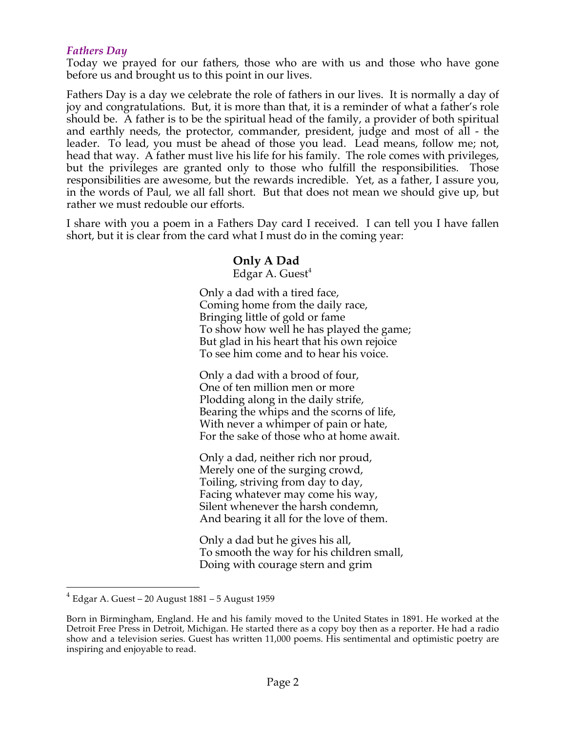### *Fathers Day*

Today we prayed for our fathers, those who are with us and those who have gone before us and brought us to this point in our lives.

Fathers Day is a day we celebrate the role of fathers in our lives. It is normally a day of joy and congratulations. But, it is more than that, it is a reminder of what a father's role should be. A father is to be the spiritual head of the family, a provider of both spiritual and earthly needs, the protector, commander, president, judge and most of all - the leader. To lead, you must be ahead of those you lead. Lead means, follow me; not, head that way. A father must live his life for his family. The role comes with privileges, but the privileges are granted only to those who fulfill the responsibilities. Those responsibilities are awesome, but the rewards incredible. Yet, as a father, I assure you, in the words of Paul, we all fall short. But that does not mean we should give up, but rather we must redouble our efforts.

I share with you a poem in a Fathers Day card I received. I can tell you I have fallen short, but it is clear from the card what I must do in the coming year:

**Only A Dad**
Edgar A. Guest[4]

Only a dad with a tired face,
Coming home from the daily race,
Bringing little of gold or fame
To show how well he has played the game;
But glad in his heart that his own rejoice
To see him come and to hear his voice.

Only a dad with a brood of four,
One of ten million men or more
Plodding along in the daily strife,
Bearing the whips and the scorns of life,
With never a whimper of pain or hate,
For the sake of those who at home await.

Only a dad, neither rich nor proud,
Merely one of the surging crowd,
Toiling, striving from day to day,
Facing whatever may come his way,
Silent whenever the harsh condemn,
And bearing it all for the love of them.

Only a dad but he gives his all,
To smooth the way for his children small,
Doing with courage stern and grim

---

[4] Edgar A. Guest – 20 August 1881 – 5 August 1959

Born in Birmingham, England. He and his family moved to the United States in 1891. He worked at the Detroit Free Press in Detroit, Michigan. He started there as a copy boy then as a reporter. He had a radio show and a television series. Guest has written 11,000 poems. His sentimental and optimistic poetry are inspiring and enjoyable to read.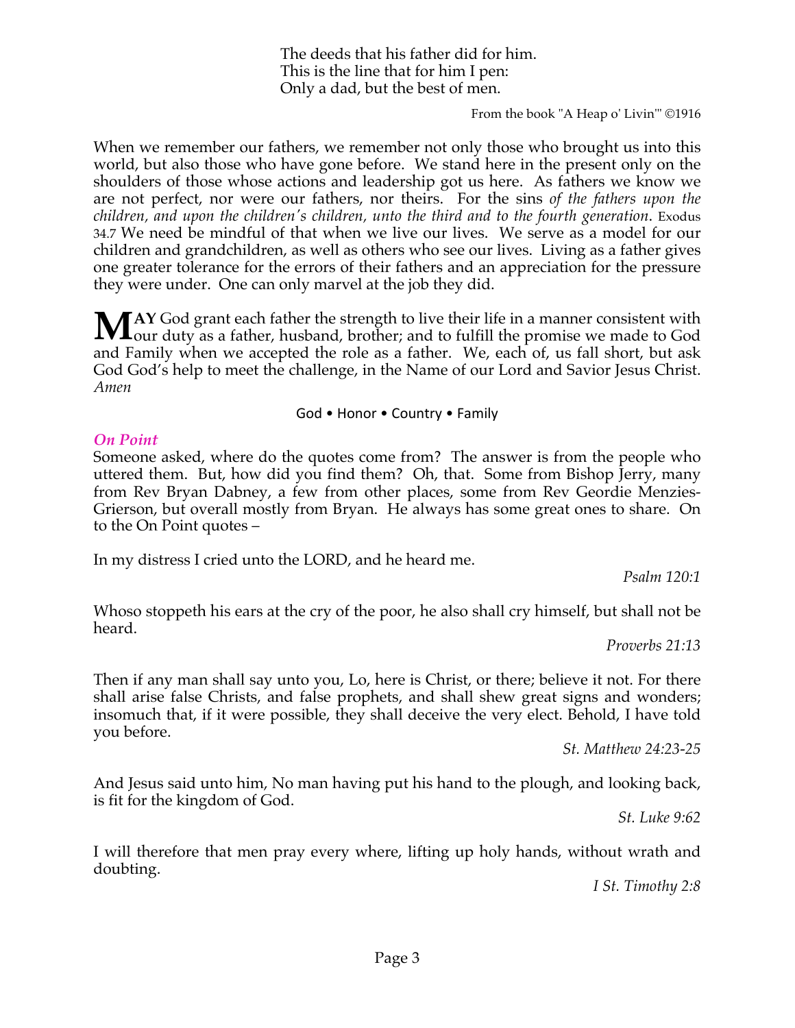The deeds that his father did for him.
This is the line that for him I pen:
Only a dad, but the best of men.

From the book "A Heap o' Livin'" ©1916

When we remember our fathers, we remember not only those who brought us into this world, but also those who have gone before. We stand here in the present only on the shoulders of those whose actions and leadership got us here. As fathers we know we are not perfect, nor were our fathers, nor theirs. For the sins *of the fathers upon the children, and upon the children's children, unto the third and to the fourth generation*. Exodus 34.7 We need be mindful of that when we live our lives. We serve as a model for our children and grandchildren, as well as others who see our lives. Living as a father gives one greater tolerance for the errors of their fathers and an appreciation for the pressure they were under. One can only marvel at the job they did.

**MAY** God grant each father the strength to live their life in a manner consistent with our duty as a father, husband, brother; and to fulfill the promise we made to God and Family when we accepted the role as a father. We, each of, us fall short, but ask God God's help to meet the challenge, in the Name of our Lord and Savior Jesus Christ. *Amen*

God • Honor • Country • Family

### *On Point*

Someone asked, where do the quotes come from? The answer is from the people who uttered them. But, how did you find them? Oh, that. Some from Bishop Jerry, many from Rev Bryan Dabney, a few from other places, some from Rev Geordie Menzies-Grierson, but overall mostly from Bryan. He always has some great ones to share. On to the On Point quotes –

In my distress I cried unto the LORD, and he heard me.

*Psalm 120:1*

Whoso stoppeth his ears at the cry of the poor, he also shall cry himself, but shall not be heard.

*Proverbs 21:13*

Then if any man shall say unto you, Lo, here is Christ, or there; believe it not. For there shall arise false Christs, and false prophets, and shall shew great signs and wonders; insomuch that, if it were possible, they shall deceive the very elect. Behold, I have told you before.

*St. Matthew 24:23-25*

And Jesus said unto him, No man having put his hand to the plough, and looking back, is fit for the kingdom of God.

*St. Luke 9:62*

I will therefore that men pray every where, lifting up holy hands, without wrath and doubting.

*I St. Timothy 2:8*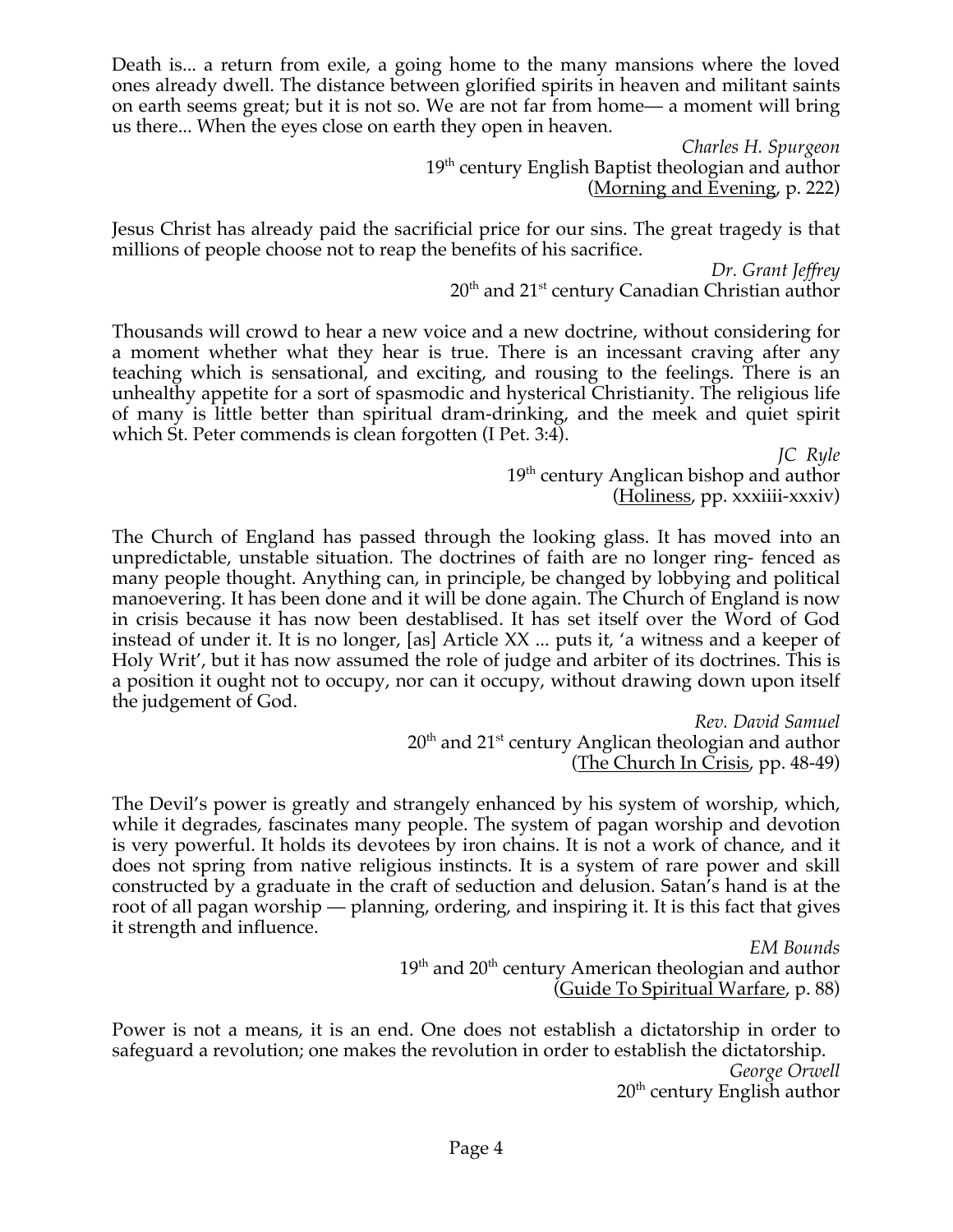Death is... a return from exile, a going home to the many mansions where the loved ones already dwell. The distance between glorified spirits in heaven and militant saints on earth seems great; but it is not so. We are not far from home— a moment will bring us there... When the eyes close on earth they open in heaven.

*Charles H. Spurgeon*
19th century English Baptist theologian and author
(Morning and Evening, p. 222)

Jesus Christ has already paid the sacrificial price for our sins. The great tragedy is that millions of people choose not to reap the benefits of his sacrifice.

*Dr. Grant Jeffrey*
20th and 21st century Canadian Christian author

Thousands will crowd to hear a new voice and a new doctrine, without considering for a moment whether what they hear is true. There is an incessant craving after any teaching which is sensational, and exciting, and rousing to the feelings. There is an unhealthy appetite for a sort of spasmodic and hysterical Christianity. The religious life of many is little better than spiritual dram-drinking, and the meek and quiet spirit which St. Peter commends is clean forgotten (I Pet. 3:4).

*JC Ryle*
19th century Anglican bishop and author
(Holiness, pp. xxxiiii-xxxiv)

The Church of England has passed through the looking glass. It has moved into an unpredictable, unstable situation. The doctrines of faith are no longer ring- fenced as many people thought. Anything can, in principle, be changed by lobbying and political manoevering. It has been done and it will be done again. The Church of England is now in crisis because it has now been destablised. It has set itself over the Word of God instead of under it. It is no longer, [as] Article XX ... puts it, 'a witness and a keeper of Holy Writ', but it has now assumed the role of judge and arbiter of its doctrines. This is a position it ought not to occupy, nor can it occupy, without drawing down upon itself the judgement of God.

*Rev. David Samuel*
20th and 21st century Anglican theologian and author
(The Church In Crisis, pp. 48-49)

The Devil's power is greatly and strangely enhanced by his system of worship, which, while it degrades, fascinates many people. The system of pagan worship and devotion is very powerful. It holds its devotees by iron chains. It is not a work of chance, and it does not spring from native religious instincts. It is a system of rare power and skill constructed by a graduate in the craft of seduction and delusion. Satan's hand is at the root of all pagan worship — planning, ordering, and inspiring it. It is this fact that gives it strength and influence.

*EM Bounds*
19th and 20th century American theologian and author
(Guide To Spiritual Warfare, p. 88)

Power is not a means, it is an end. One does not establish a dictatorship in order to safeguard a revolution; one makes the revolution in order to establish the dictatorship.

*George Orwell*
20th century English author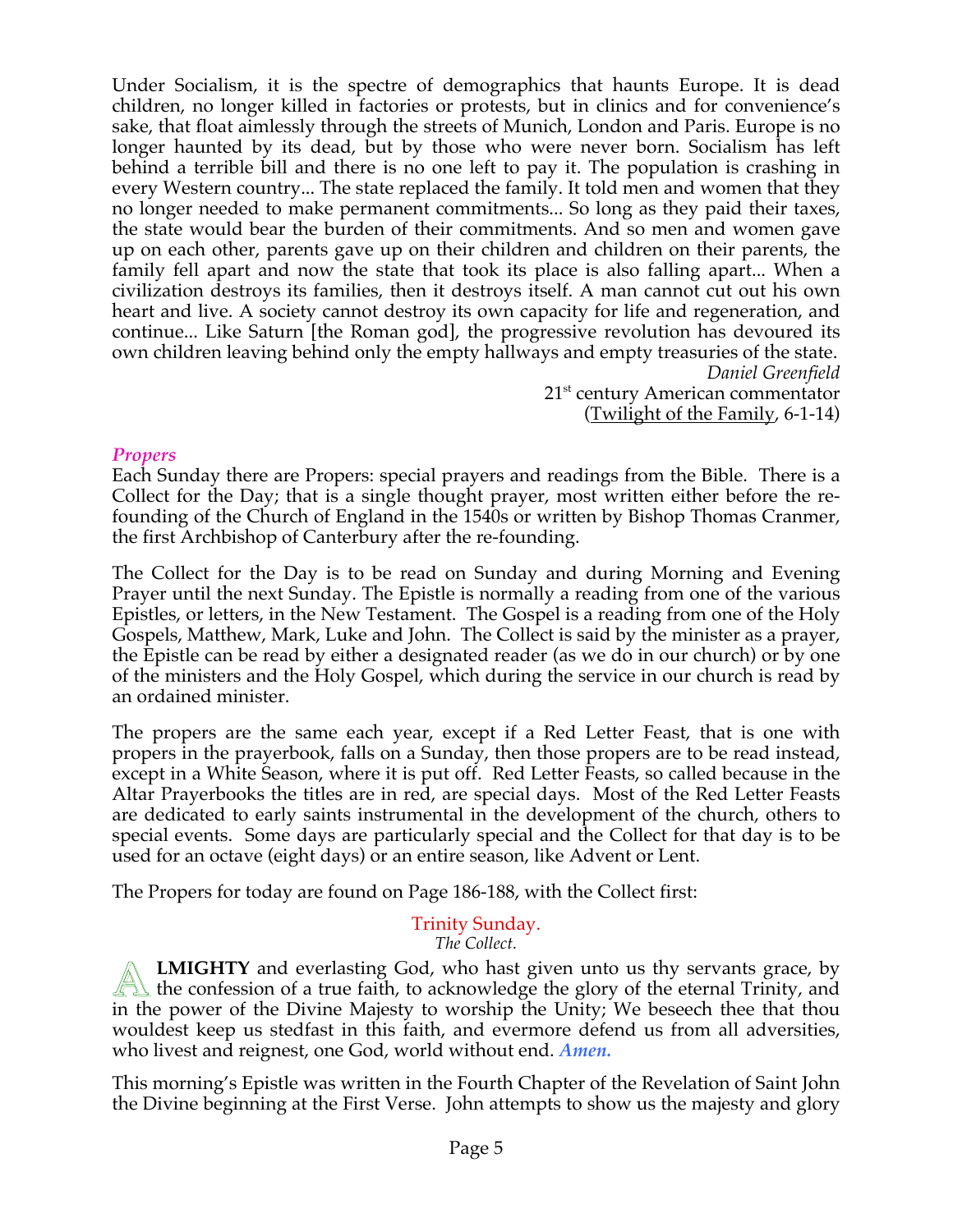Under Socialism, it is the spectre of demographics that haunts Europe. It is dead children, no longer killed in factories or protests, but in clinics and for convenience's sake, that float aimlessly through the streets of Munich, London and Paris. Europe is no longer haunted by its dead, but by those who were never born. Socialism has left behind a terrible bill and there is no one left to pay it. The population is crashing in every Western country... The state replaced the family. It told men and women that they no longer needed to make permanent commitments... So long as they paid their taxes, the state would bear the burden of their commitments. And so men and women gave up on each other, parents gave up on their children and children on their parents, the family fell apart and now the state that took its place is also falling apart... When a civilization destroys its families, then it destroys itself. A man cannot cut out his own heart and live. A society cannot destroy its own capacity for life and regeneration, and continue... Like Saturn [the Roman god], the progressive revolution has devoured its own children leaving behind only the empty hallways and empty treasuries of the state.

*Daniel Greenfield*
21st century American commentator
(Twilight of the Family, 6-1-14)

### *Propers*

Each Sunday there are Propers: special prayers and readings from the Bible. There is a Collect for the Day; that is a single thought prayer, most written either before the re-founding of the Church of England in the 1540s or written by Bishop Thomas Cranmer, the first Archbishop of Canterbury after the re-founding.

The Collect for the Day is to be read on Sunday and during Morning and Evening Prayer until the next Sunday. The Epistle is normally a reading from one of the various Epistles, or letters, in the New Testament. The Gospel is a reading from one of the Holy Gospels, Matthew, Mark, Luke and John. The Collect is said by the minister as a prayer, the Epistle can be read by either a designated reader (as we do in our church) or by one of the ministers and the Holy Gospel, which during the service in our church is read by an ordained minister.

The propers are the same each year, except if a Red Letter Feast, that is one with propers in the prayerbook, falls on a Sunday, then those propers are to be read instead, except in a White Season, where it is put off. Red Letter Feasts, so called because in the Altar Prayerbooks the titles are in red, are special days. Most of the Red Letter Feasts are dedicated to early saints instrumental in the development of the church, others to special events. Some days are particularly special and the Collect for that day is to be used for an octave (eight days) or an entire season, like Advent or Lent.

The Propers for today are found on Page 186-188, with the Collect first:

Trinity Sunday.
*The Collect.*

**ALMIGHTY** and everlasting God, who hast given unto us thy servants grace, by the confession of a true faith, to acknowledge the glory of the eternal Trinity, and in the power of the Divine Majesty to worship the Unity; We beseech thee that thou wouldest keep us stedfast in this faith, and evermore defend us from all adversities, who livest and reignest, one God, world without end. ***Amen.***

This morning's Epistle was written in the Fourth Chapter of the Revelation of Saint John the Divine beginning at the First Verse. John attempts to show us the majesty and glory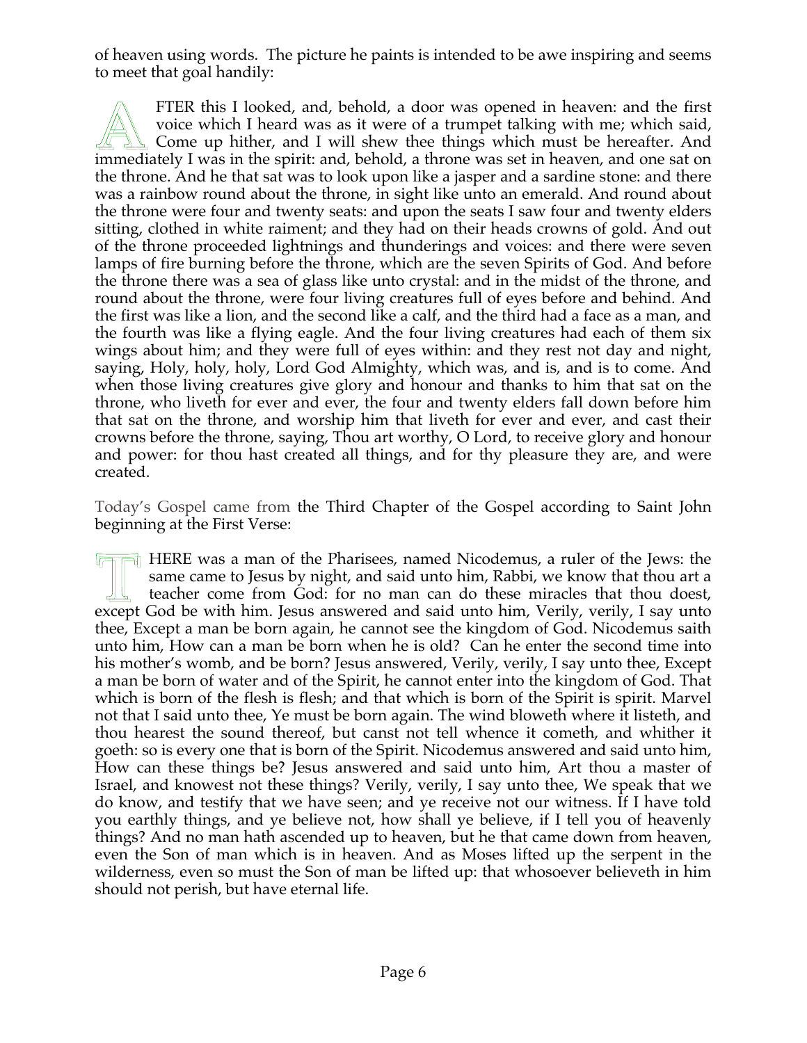of heaven using words. The picture he paints is intended to be awe inspiring and seems to meet that goal handily:

AFTER this I looked, and, behold, a door was opened in heaven: and the first voice which I heard was as it were of a trumpet talking with me; which said, Come up hither, and I will shew thee things which must be hereafter. And immediately I was in the spirit: and, behold, a throne was set in heaven, and one sat on the throne. And he that sat was to look upon like a jasper and a sardine stone: and there was a rainbow round about the throne, in sight like unto an emerald. And round about the throne were four and twenty seats: and upon the seats I saw four and twenty elders sitting, clothed in white raiment; and they had on their heads crowns of gold. And out of the throne proceeded lightnings and thunderings and voices: and there were seven lamps of fire burning before the throne, which are the seven Spirits of God. And before the throne there was a sea of glass like unto crystal: and in the midst of the throne, and round about the throne, were four living creatures full of eyes before and behind. And the first was like a lion, and the second like a calf, and the third had a face as a man, and the fourth was like a flying eagle. And the four living creatures had each of them six wings about him; and they were full of eyes within: and they rest not day and night, saying, Holy, holy, holy, Lord God Almighty, which was, and is, and is to come. And when those living creatures give glory and honour and thanks to him that sat on the throne, who liveth for ever and ever, the four and twenty elders fall down before him that sat on the throne, and worship him that liveth for ever and ever, and cast their crowns before the throne, saying, Thou art worthy, O Lord, to receive glory and honour and power: for thou hast created all things, and for thy pleasure they are, and were created.

Today's Gospel came from the Third Chapter of the Gospel according to Saint John beginning at the First Verse:

THERE was a man of the Pharisees, named Nicodemus, a ruler of the Jews: the same came to Jesus by night, and said unto him, Rabbi, we know that thou art a teacher come from God: for no man can do these miracles that thou doest, except God be with him. Jesus answered and said unto him, Verily, verily, I say unto thee, Except a man be born again, he cannot see the kingdom of God. Nicodemus saith unto him, How can a man be born when he is old? Can he enter the second time into his mother's womb, and be born? Jesus answered, Verily, verily, I say unto thee, Except a man be born of water and of the Spirit, he cannot enter into the kingdom of God. That which is born of the flesh is flesh; and that which is born of the Spirit is spirit. Marvel not that I said unto thee, Ye must be born again. The wind bloweth where it listeth, and thou hearest the sound thereof, but canst not tell whence it cometh, and whither it goeth: so is every one that is born of the Spirit. Nicodemus answered and said unto him, How can these things be? Jesus answered and said unto him, Art thou a master of Israel, and knowest not these things? Verily, verily, I say unto thee, We speak that we do know, and testify that we have seen; and ye receive not our witness. If I have told you earthly things, and ye believe not, how shall ye believe, if I tell you of heavenly things? And no man hath ascended up to heaven, but he that came down from heaven, even the Son of man which is in heaven. And as Moses lifted up the serpent in the wilderness, even so must the Son of man be lifted up: that whosoever believeth in him should not perish, but have eternal life.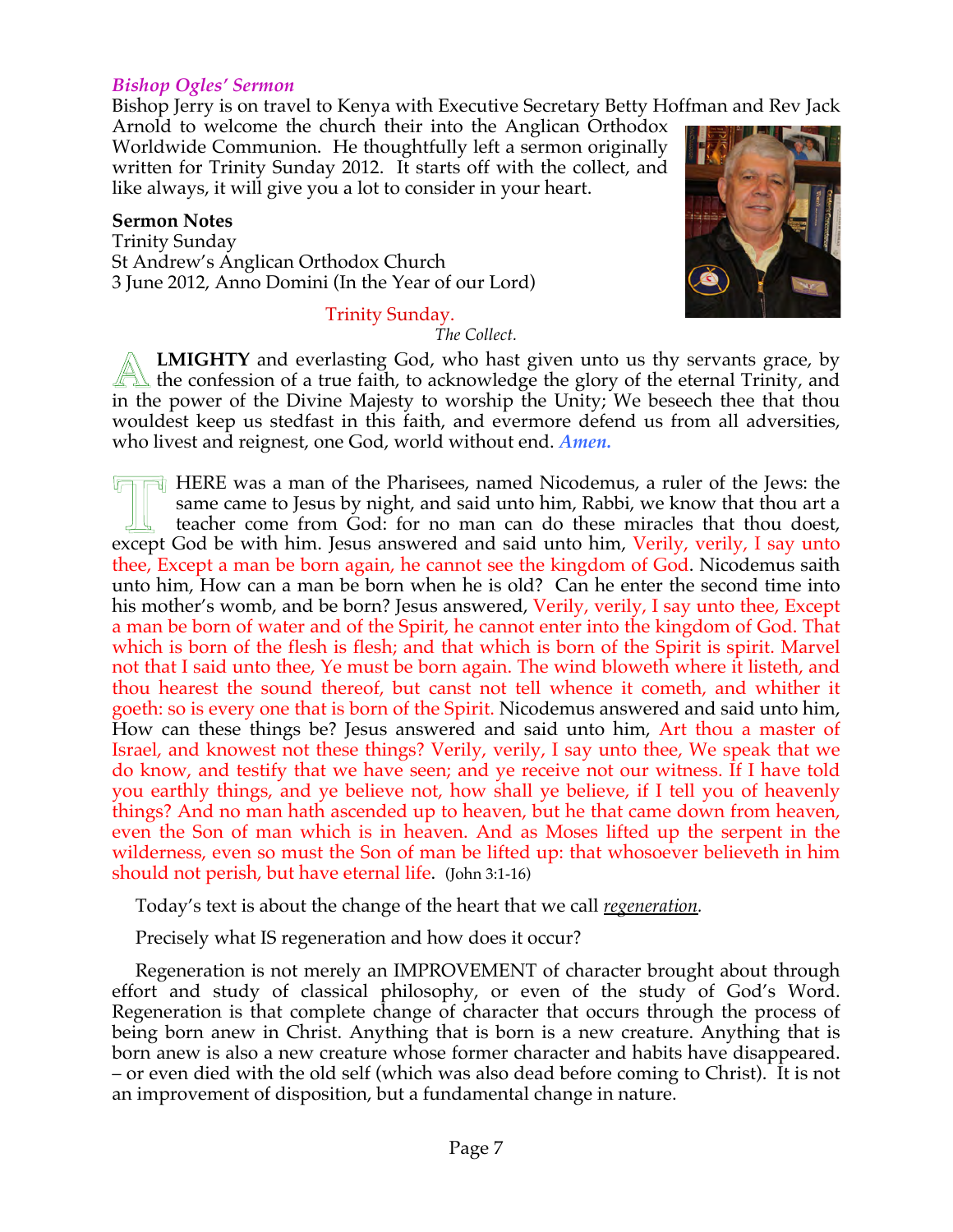### *Bishop Ogles' Sermon*

Bishop Jerry is on travel to Kenya with Executive Secretary Betty Hoffman and Rev Jack Arnold to welcome the church their into the Anglican Orthodox Worldwide Communion. He thoughtfully left a sermon originally written for Trinity Sunday 2012. It starts off with the collect, and like always, it will give you a lot to consider in your heart.

**Sermon Notes**
Trinity Sunday
St Andrew's Anglican Orthodox Church
3 June 2012, Anno Domini (In the Year of our Lord)

Trinity Sunday.

*The Collect.*

**ALMIGHTY** and everlasting God, who hast given unto us thy servants grace, by the confession of a true faith, to acknowledge the glory of the eternal Trinity, and in the power of the Divine Majesty to worship the Unity; We beseech thee that thou wouldest keep us stedfast in this faith, and evermore defend us from all adversities, who livest and reignest, one God, world without end. ***Amen.***

THERE was a man of the Pharisees, named Nicodemus, a ruler of the Jews: the same came to Jesus by night, and said unto him, Rabbi, we know that thou art a teacher come from God: for no man can do these miracles that thou doest, except God be with him. Jesus answered and said unto him, Verily, verily, I say unto thee, Except a man be born again, he cannot see the kingdom of God. Nicodemus saith unto him, How can a man be born when he is old? Can he enter the second time into his mother's womb, and be born? Jesus answered, Verily, verily, I say unto thee, Except a man be born of water and of the Spirit, he cannot enter into the kingdom of God. That which is born of the flesh is flesh; and that which is born of the Spirit is spirit. Marvel not that I said unto thee, Ye must be born again. The wind bloweth where it listeth, and thou hearest the sound thereof, but canst not tell whence it cometh, and whither it goeth: so is every one that is born of the Spirit. Nicodemus answered and said unto him, How can these things be? Jesus answered and said unto him, Art thou a master of Israel, and knowest not these things? Verily, verily, I say unto thee, We speak that we do know, and testify that we have seen; and ye receive not our witness. If I have told you earthly things, and ye believe not, how shall ye believe, if I tell you of heavenly things? And no man hath ascended up to heaven, but he that came down from heaven, even the Son of man which is in heaven. And as Moses lifted up the serpent in the wilderness, even so must the Son of man be lifted up: that whosoever believeth in him should not perish, but have eternal life. (John 3:1-16)

Today's text is about the change of the heart that we call *regeneration.*

Precisely what IS regeneration and how does it occur?

Regeneration is not merely an IMPROVEMENT of character brought about through effort and study of classical philosophy, or even of the study of God's Word. Regeneration is that complete change of character that occurs through the process of being born anew in Christ. Anything that is born is a new creature. Anything that is born anew is also a new creature whose former character and habits have disappeared. – or even died with the old self (which was also dead before coming to Christ). It is not an improvement of disposition, but a fundamental change in nature.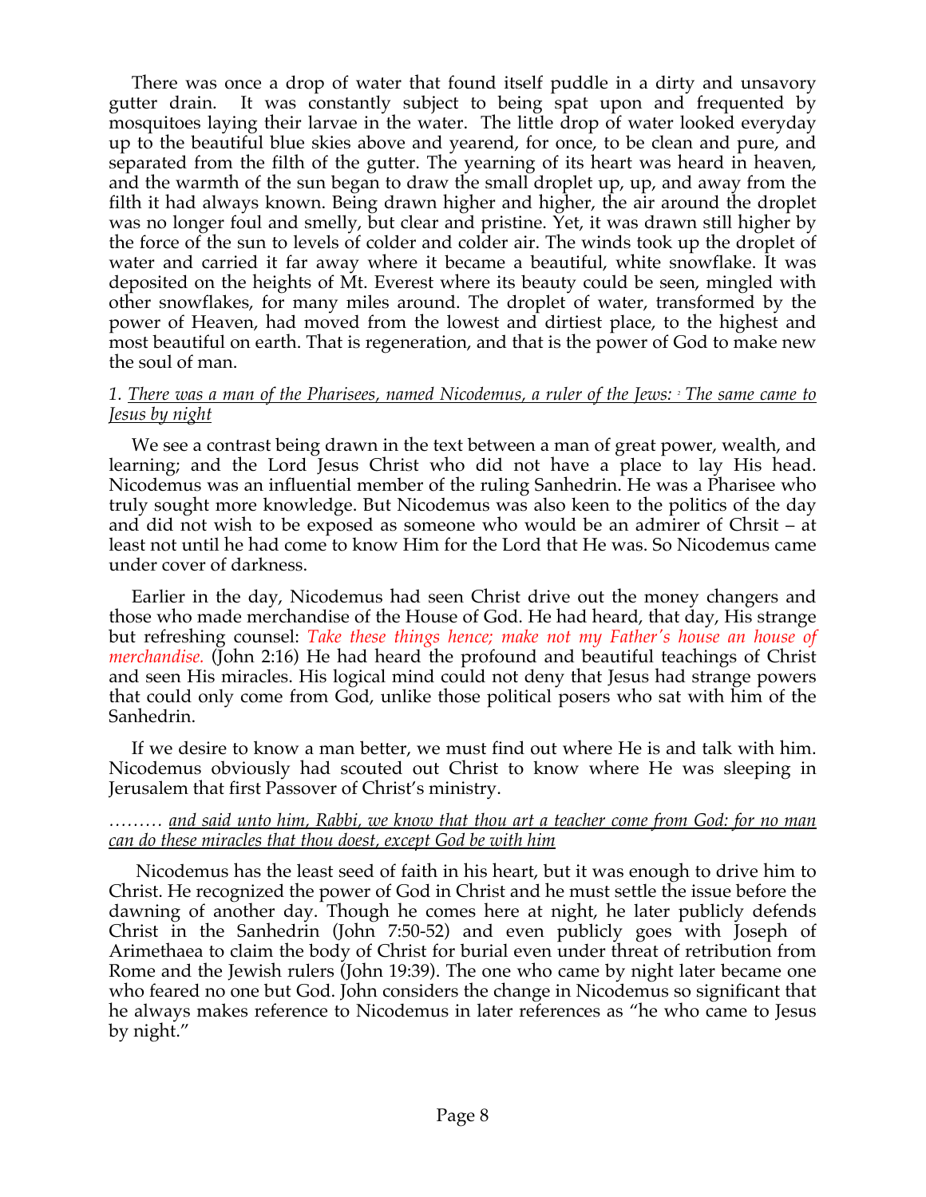There was once a drop of water that found itself puddle in a dirty and unsavory gutter drain. It was constantly subject to being spat upon and frequented by mosquitoes laying their larvae in the water. The little drop of water looked everyday up to the beautiful blue skies above and yearend, for once, to be clean and pure, and separated from the filth of the gutter. The yearning of its heart was heard in heaven, and the warmth of the sun began to draw the small droplet up, up, and away from the filth it had always known. Being drawn higher and higher, the air around the droplet was no longer foul and smelly, but clear and pristine. Yet, it was drawn still higher by the force of the sun to levels of colder and colder air. The winds took up the droplet of water and carried it far away where it became a beautiful, white snowflake. It was deposited on the heights of Mt. Everest where its beauty could be seen, mingled with other snowflakes, for many miles around. The droplet of water, transformed by the power of Heaven, had moved from the lowest and dirtiest place, to the highest and most beautiful on earth. That is regeneration, and that is the power of God to make new the soul of man.

*1. There was a man of the Pharisees, named Nicodemus, a ruler of the Jews: [2] The same came to Jesus by night*

We see a contrast being drawn in the text between a man of great power, wealth, and learning; and the Lord Jesus Christ who did not have a place to lay His head. Nicodemus was an influential member of the ruling Sanhedrin. He was a Pharisee who truly sought more knowledge. But Nicodemus was also keen to the politics of the day and did not wish to be exposed as someone who would be an admirer of Chrsit – at least not until he had come to know Him for the Lord that He was. So Nicodemus came under cover of darkness.

Earlier in the day, Nicodemus had seen Christ drive out the money changers and those who made merchandise of the House of God. He had heard, that day, His strange but refreshing counsel: *Take these things hence; make not my Father's house an house of merchandise.* (John 2:16) He had heard the profound and beautiful teachings of Christ and seen His miracles. His logical mind could not deny that Jesus had strange powers that could only come from God, unlike those political posers who sat with him of the Sanhedrin.

If we desire to know a man better, we must find out where He is and talk with him. Nicodemus obviously had scouted out Christ to know where He was sleeping in Jerusalem that first Passover of Christ's ministry.

*……… and said unto him, Rabbi, we know that thou art a teacher come from God: for no man can do these miracles that thou doest, except God be with him*

Nicodemus has the least seed of faith in his heart, but it was enough to drive him to Christ. He recognized the power of God in Christ and he must settle the issue before the dawning of another day. Though he comes here at night, he later publicly defends Christ in the Sanhedrin (John 7:50-52) and even publicly goes with Joseph of Arimethaea to claim the body of Christ for burial even under threat of retribution from Rome and the Jewish rulers (John 19:39). The one who came by night later became one who feared no one but God. John considers the change in Nicodemus so significant that he always makes reference to Nicodemus in later references as "he who came to Jesus by night."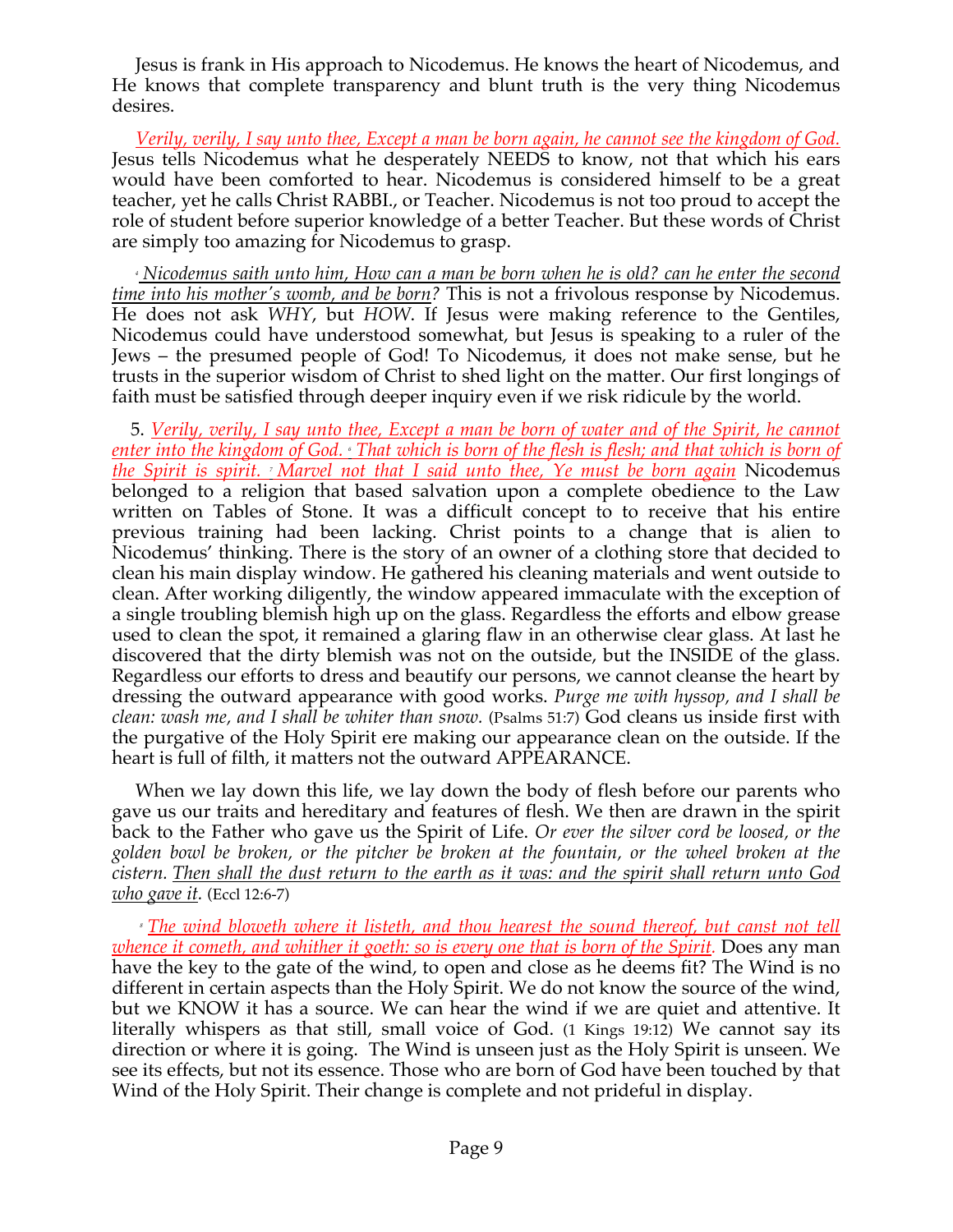Jesus is frank in His approach to Nicodemus. He knows the heart of Nicodemus, and He knows that complete transparency and blunt truth is the very thing Nicodemus desires.

*Verily, verily, I say unto thee, Except a man be born again, he cannot see the kingdom of God.* Jesus tells Nicodemus what he desperately NEEDS to know, not that which his ears would have been comforted to hear. Nicodemus is considered himself to be a great teacher, yet he calls Christ RABBI., or Teacher. Nicodemus is not too proud to accept the role of student before superior knowledge of a better Teacher. But these words of Christ are simply too amazing for Nicodemus to grasp.

[4] *Nicodemus saith unto him, How can a man be born when he is old? can he enter the second time into his mother's womb, and be born?* This is not a frivolous response by Nicodemus. He does not ask *WHY*, but *HOW*. If Jesus were making reference to the Gentiles, Nicodemus could have understood somewhat, but Jesus is speaking to a ruler of the Jews – the presumed people of God! To Nicodemus, it does not make sense, but he trusts in the superior wisdom of Christ to shed light on the matter. Our first longings of faith must be satisfied through deeper inquiry even if we risk ridicule by the world.

5. *Verily, verily, I say unto thee, Except a man be born of water and of the Spirit, he cannot enter into the kingdom of God.* [6] *That which is born of the flesh is flesh; and that which is born of the Spirit is spirit.* [7] *Marvel not that I said unto thee, Ye must be born again* Nicodemus belonged to a religion that based salvation upon a complete obedience to the Law written on Tables of Stone. It was a difficult concept to to receive that his entire previous training had been lacking. Christ points to a change that is alien to Nicodemus' thinking. There is the story of an owner of a clothing store that decided to clean his main display window. He gathered his cleaning materials and went outside to clean. After working diligently, the window appeared immaculate with the exception of a single troubling blemish high up on the glass. Regardless the efforts and elbow grease used to clean the spot, it remained a glaring flaw in an otherwise clear glass. At last he discovered that the dirty blemish was not on the outside, but the INSIDE of the glass. Regardless our efforts to dress and beautify our persons, we cannot cleanse the heart by dressing the outward appearance with good works. *Purge me with hyssop, and I shall be clean: wash me, and I shall be whiter than snow.* (Psalms 51:7) God cleans us inside first with the purgative of the Holy Spirit ere making our appearance clean on the outside. If the heart is full of filth, it matters not the outward APPEARANCE.

When we lay down this life, we lay down the body of flesh before our parents who gave us our traits and hereditary and features of flesh. We then are drawn in the spirit back to the Father who gave us the Spirit of Life. *Or ever the silver cord be loosed, or the golden bowl be broken, or the pitcher be broken at the fountain, or the wheel broken at the cistern. Then shall the dust return to the earth as it was: and the spirit shall return unto God who gave it.* (Eccl 12:6-7)

[8] *The wind bloweth where it listeth, and thou hearest the sound thereof, but canst not tell whence it cometh, and whither it goeth: so is every one that is born of the Spirit.* Does any man have the key to the gate of the wind, to open and close as he deems fit? The Wind is no different in certain aspects than the Holy Spirit. We do not know the source of the wind, but we KNOW it has a source. We can hear the wind if we are quiet and attentive. It literally whispers as that still, small voice of God. (1 Kings 19:12) We cannot say its direction or where it is going. The Wind is unseen just as the Holy Spirit is unseen. We see its effects, but not its essence. Those who are born of God have been touched by that Wind of the Holy Spirit. Their change is complete and not prideful in display.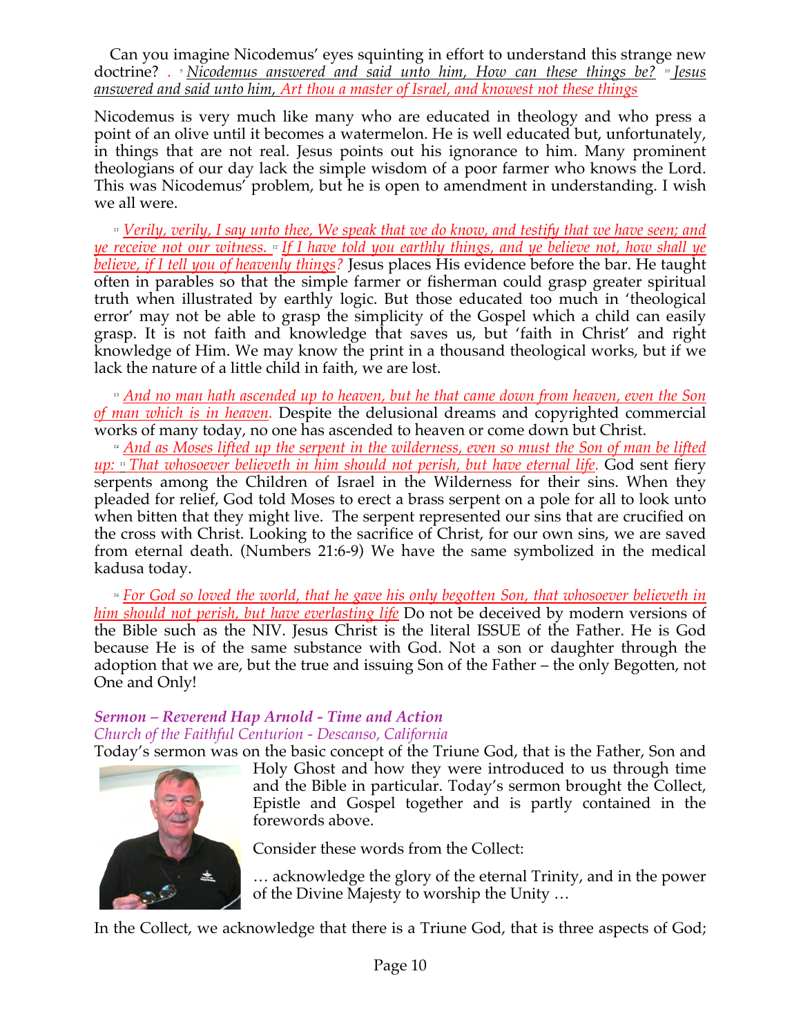Can you imagine Nicodemus' eyes squinting in effort to understand this strange new doctrine? . [9] *Nicodemus answered and said unto him, How can these things be?* [10] *Jesus answered and said unto him, Art thou a master of Israel, and knowest not these things*

Nicodemus is very much like many who are educated in theology and who press a point of an olive until it becomes a watermelon. He is well educated but, unfortunately, in things that are not real. Jesus points out his ignorance to him. Many prominent theologians of our day lack the simple wisdom of a poor farmer who knows the Lord. This was Nicodemus' problem, but he is open to amendment in understanding. I wish we all were.

[11] *Verily, verily, I say unto thee, We speak that we do know, and testify that we have seen; and ye receive not our witness.* [12] *If I have told you earthly things, and ye believe not, how shall ye believe, if I tell you of heavenly things?* Jesus places His evidence before the bar. He taught often in parables so that the simple farmer or fisherman could grasp greater spiritual truth when illustrated by earthly logic. But those educated too much in 'theological error' may not be able to grasp the simplicity of the Gospel which a child can easily grasp. It is not faith and knowledge that saves us, but 'faith in Christ' and right knowledge of Him. We may know the print in a thousand theological works, but if we lack the nature of a little child in faith, we are lost.

[13] *And no man hath ascended up to heaven, but he that came down from heaven, even the Son of man which is in heaven.* Despite the delusional dreams and copyrighted commercial works of many today, no one has ascended to heaven or come down but Christ.

[14] *And as Moses lifted up the serpent in the wilderness, even so must the Son of man be lifted up:* [15] *That whosoever believeth in him should not perish, but have eternal life.* God sent fiery serpents among the Children of Israel in the Wilderness for their sins. When they pleaded for relief, God told Moses to erect a brass serpent on a pole for all to look unto when bitten that they might live. The serpent represented our sins that are crucified on the cross with Christ. Looking to the sacrifice of Christ, for our own sins, we are saved from eternal death. (Numbers 21:6-9) We have the same symbolized in the medical kadusa today.

[16] *For God so loved the world, that he gave his only begotten Son, that whosoever believeth in him should not perish, but have everlasting life* Do not be deceived by modern versions of the Bible such as the NIV. Jesus Christ is the literal ISSUE of the Father. He is God because He is of the same substance with God. Not a son or daughter through the adoption that we are, but the true and issuing Son of the Father – the only Begotten, not One and Only!

### *Sermon – Reverend Hap Arnold - Time and Action*

*Church of the Faithful Centurion - Descanso, California*

Today's sermon was on the basic concept of the Triune God, that is the Father, Son and Holy Ghost and how they were introduced to us through time and the Bible in particular. Today's sermon brought the Collect, Epistle and Gospel together and is partly contained in the forewords above.

Consider these words from the Collect:

… acknowledge the glory of the eternal Trinity, and in the power of the Divine Majesty to worship the Unity …

In the Collect, we acknowledge that there is a Triune God, that is three aspects of God;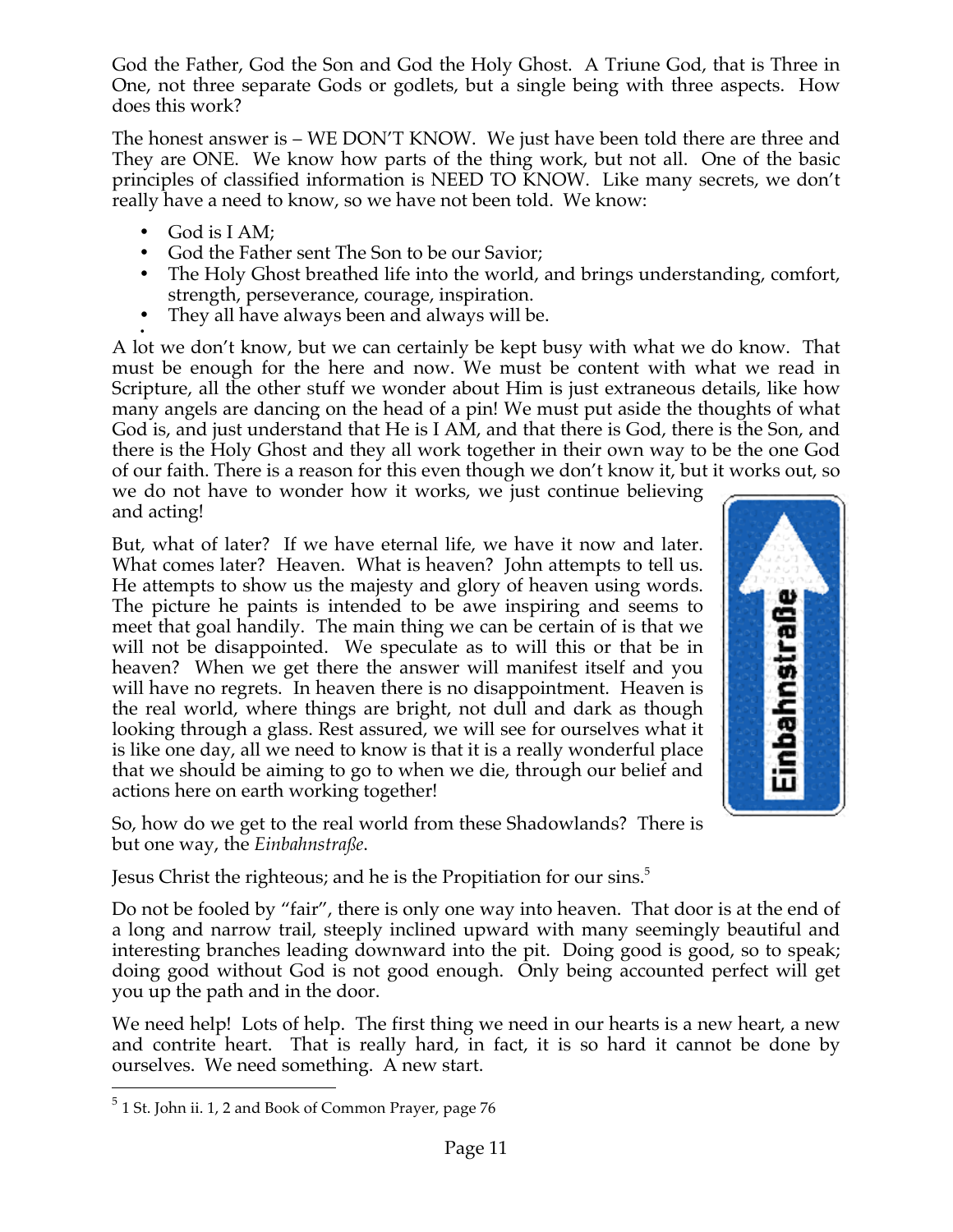God the Father, God the Son and God the Holy Ghost. A Triune God, that is Three in One, not three separate Gods or godlets, but a single being with three aspects. How does this work?

The honest answer is – WE DON'T KNOW. We just have been told there are three and They are ONE. We know how parts of the thing work, but not all. One of the basic principles of classified information is NEED TO KNOW. Like many secrets, we don't really have a need to know, so we have not been told. We know:

- God is I AM;
- God the Father sent The Son to be our Savior;
- The Holy Ghost breathed life into the world, and brings understanding, comfort, strength, perseverance, courage, inspiration.
- They all have always been and always will be.

A lot we don't know, but we can certainly be kept busy with what we do know. That must be enough for the here and now. We must be content with what we read in Scripture, all the other stuff we wonder about Him is just extraneous details, like how many angels are dancing on the head of a pin! We must put aside the thoughts of what God is, and just understand that He is I AM, and that there is God, there is the Son, and there is the Holy Ghost and they all work together in their own way to be the one God of our faith. There is a reason for this even though we don't know it, but it works out, so we do not have to wonder how it works, we just continue believing and acting!

But, what of later? If we have eternal life, we have it now and later. What comes later? Heaven. What is heaven? John attempts to tell us. He attempts to show us the majesty and glory of heaven using words. The picture he paints is intended to be awe inspiring and seems to meet that goal handily. The main thing we can be certain of is that we will not be disappointed. We speculate as to will this or that be in heaven? When we get there the answer will manifest itself and you will have no regrets. In heaven there is no disappointment. Heaven is the real world, where things are bright, not dull and dark as though looking through a glass. Rest assured, we will see for ourselves what it is like one day, all we need to know is that it is a really wonderful place that we should be aiming to go to when we die, through our belief and actions here on earth working together!

So, how do we get to the real world from these Shadowlands? There is but one way, the *Einbahnstraße*.

Jesus Christ the righteous; and he is the Propitiation for our sins.[5]

Do not be fooled by "fair", there is only one way into heaven. That door is at the end of a long and narrow trail, steeply inclined upward with many seemingly beautiful and interesting branches leading downward into the pit. Doing good is good, so to speak; doing good without God is not good enough. Only being accounted perfect will get you up the path and in the door.

We need help! Lots of help. The first thing we need in our hearts is a new heart, a new and contrite heart. That is really hard, in fact, it is so hard it cannot be done by ourselves. We need something. A new start.

---

[5] 1 St. John ii. 1, 2 and Book of Common Prayer, page 76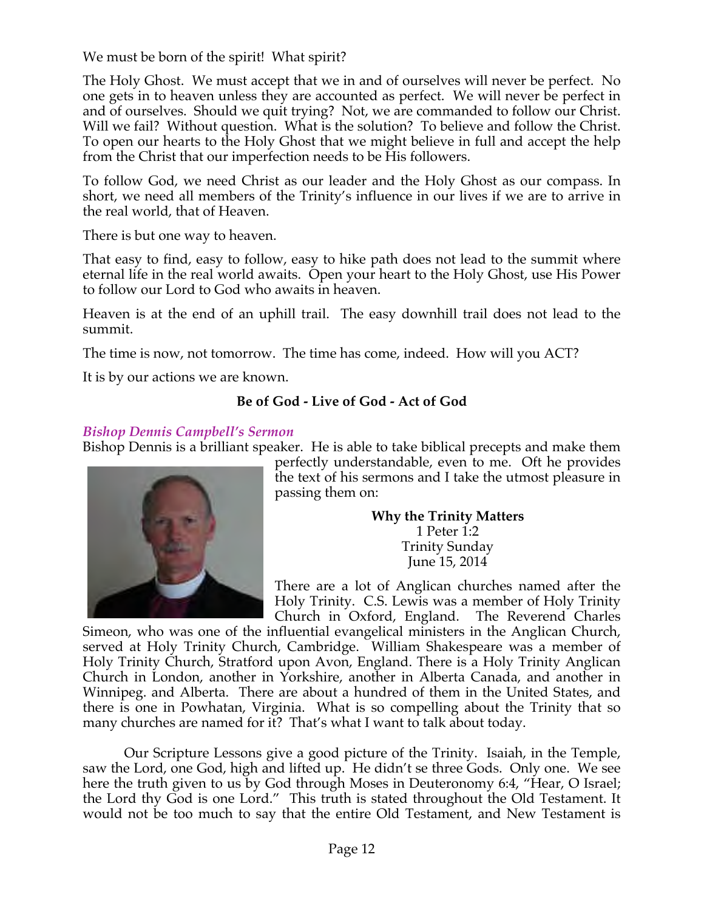We must be born of the spirit! What spirit?

The Holy Ghost. We must accept that we in and of ourselves will never be perfect. No one gets in to heaven unless they are accounted as perfect. We will never be perfect in and of ourselves. Should we quit trying? Not, we are commanded to follow our Christ. Will we fail? Without question. What is the solution? To believe and follow the Christ. To open our hearts to the Holy Ghost that we might believe in full and accept the help from the Christ that our imperfection needs to be His followers.

To follow God, we need Christ as our leader and the Holy Ghost as our compass. In short, we need all members of the Trinity's influence in our lives if we are to arrive in the real world, that of Heaven.

There is but one way to heaven.

That easy to find, easy to follow, easy to hike path does not lead to the summit where eternal life in the real world awaits. Open your heart to the Holy Ghost, use His Power to follow our Lord to God who awaits in heaven.

Heaven is at the end of an uphill trail. The easy downhill trail does not lead to the summit.

The time is now, not tomorrow. The time has come, indeed. How will you ACT?

It is by our actions we are known.

**Be of God - Live of God - Act of God**

### *Bishop Dennis Campbell's Sermon*

Bishop Dennis is a brilliant speaker. He is able to take biblical precepts and make them perfectly understandable, even to me. Oft he provides the text of his sermons and I take the utmost pleasure in passing them on:

**Why the Trinity Matters**
1 Peter 1:2
Trinity Sunday
June 15, 2014

There are a lot of Anglican churches named after the Holy Trinity. C.S. Lewis was a member of Holy Trinity Church in Oxford, England. The Reverend Charles Simeon, who was one of the influential evangelical ministers in the Anglican Church, served at Holy Trinity Church, Cambridge. William Shakespeare was a member of Holy Trinity Church, Stratford upon Avon, England. There is a Holy Trinity Anglican Church in London, another in Yorkshire, another in Alberta Canada, and another in Winnipeg. and Alberta. There are about a hundred of them in the United States, and there is one in Powhatan, Virginia. What is so compelling about the Trinity that so many churches are named for it? That's what I want to talk about today.

Our Scripture Lessons give a good picture of the Trinity. Isaiah, in the Temple, saw the Lord, one God, high and lifted up. He didn't se three Gods. Only one. We see here the truth given to us by God through Moses in Deuteronomy 6:4, "Hear, O Israel; the Lord thy God is one Lord." This truth is stated throughout the Old Testament. It would not be too much to say that the entire Old Testament, and New Testament is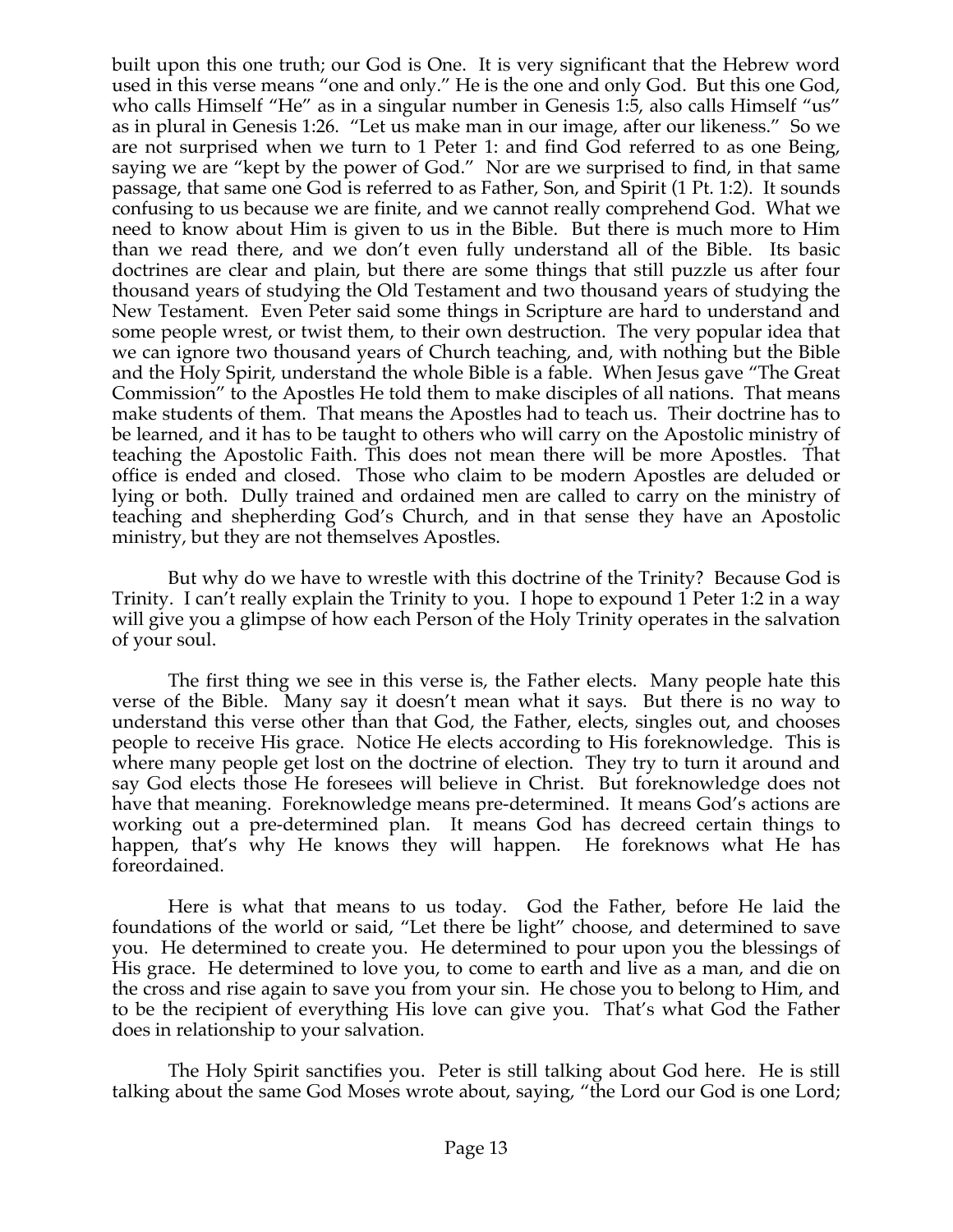built upon this one truth; our God is One. It is very significant that the Hebrew word used in this verse means "one and only." He is the one and only God. But this one God, who calls Himself "He" as in a singular number in Genesis 1:5, also calls Himself "us" as in plural in Genesis 1:26. "Let us make man in our image, after our likeness." So we are not surprised when we turn to 1 Peter 1: and find God referred to as one Being, saying we are "kept by the power of God." Nor are we surprised to find, in that same passage, that same one God is referred to as Father, Son, and Spirit (1 Pt. 1:2). It sounds confusing to us because we are finite, and we cannot really comprehend God. What we need to know about Him is given to us in the Bible. But there is much more to Him than we read there, and we don't even fully understand all of the Bible. Its basic doctrines are clear and plain, but there are some things that still puzzle us after four thousand years of studying the Old Testament and two thousand years of studying the New Testament. Even Peter said some things in Scripture are hard to understand and some people wrest, or twist them, to their own destruction. The very popular idea that we can ignore two thousand years of Church teaching, and, with nothing but the Bible and the Holy Spirit, understand the whole Bible is a fable. When Jesus gave "The Great Commission" to the Apostles He told them to make disciples of all nations. That means make students of them. That means the Apostles had to teach us. Their doctrine has to be learned, and it has to be taught to others who will carry on the Apostolic ministry of teaching the Apostolic Faith. This does not mean there will be more Apostles. That office is ended and closed. Those who claim to be modern Apostles are deluded or lying or both. Dully trained and ordained men are called to carry on the ministry of teaching and shepherding God's Church, and in that sense they have an Apostolic ministry, but they are not themselves Apostles.

But why do we have to wrestle with this doctrine of the Trinity? Because God is Trinity. I can't really explain the Trinity to you. I hope to expound 1 Peter 1:2 in a way will give you a glimpse of how each Person of the Holy Trinity operates in the salvation of your soul.

The first thing we see in this verse is, the Father elects. Many people hate this verse of the Bible. Many say it doesn't mean what it says. But there is no way to understand this verse other than that God, the Father, elects, singles out, and chooses people to receive His grace. Notice He elects according to His foreknowledge. This is where many people get lost on the doctrine of election. They try to turn it around and say God elects those He foresees will believe in Christ. But foreknowledge does not have that meaning. Foreknowledge means pre-determined. It means God's actions are working out a pre-determined plan. It means God has decreed certain things to happen, that's why He knows they will happen. He foreknows what He has foreordained.

Here is what that means to us today. God the Father, before He laid the foundations of the world or said, "Let there be light" choose, and determined to save you. He determined to create you. He determined to pour upon you the blessings of His grace. He determined to love you, to come to earth and live as a man, and die on the cross and rise again to save you from your sin. He chose you to belong to Him, and to be the recipient of everything His love can give you. That's what God the Father does in relationship to your salvation.

The Holy Spirit sanctifies you. Peter is still talking about God here. He is still talking about the same God Moses wrote about, saying, "the Lord our God is one Lord;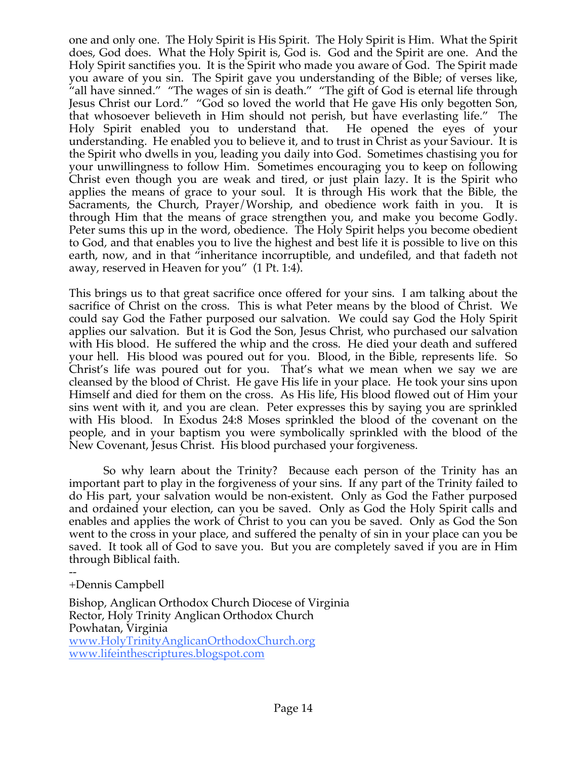one and only one. The Holy Spirit is His Spirit. The Holy Spirit is Him. What the Spirit does, God does. What the Holy Spirit is, God is. God and the Spirit are one. And the Holy Spirit sanctifies you. It is the Spirit who made you aware of God. The Spirit made you aware of you sin. The Spirit gave you understanding of the Bible; of verses like, "all have sinned." "The wages of sin is death." "The gift of God is eternal life through Jesus Christ our Lord." "God so loved the world that He gave His only begotten Son, that whosoever believeth in Him should not perish, but have everlasting life." The Holy Spirit enabled you to understand that. He opened the eyes of your understanding. He enabled you to believe it, and to trust in Christ as your Saviour. It is the Spirit who dwells in you, leading you daily into God. Sometimes chastising you for your unwillingness to follow Him. Sometimes encouraging you to keep on following Christ even though you are weak and tired, or just plain lazy. It is the Spirit who applies the means of grace to your soul. It is through His work that the Bible, the Sacraments, the Church, Prayer/Worship, and obedience work faith in you. It is through Him that the means of grace strengthen you, and make you become Godly. Peter sums this up in the word, obedience. The Holy Spirit helps you become obedient to God, and that enables you to live the highest and best life it is possible to live on this earth, now, and in that "inheritance incorruptible, and undefiled, and that fadeth not away, reserved in Heaven for you" (1 Pt. 1:4).

This brings us to that great sacrifice once offered for your sins. I am talking about the sacrifice of Christ on the cross. This is what Peter means by the blood of Christ. We could say God the Father purposed our salvation. We could say God the Holy Spirit applies our salvation. But it is God the Son, Jesus Christ, who purchased our salvation with His blood. He suffered the whip and the cross. He died your death and suffered your hell. His blood was poured out for you. Blood, in the Bible, represents life. So Christ's life was poured out for you. That's what we mean when we say we are cleansed by the blood of Christ. He gave His life in your place. He took your sins upon Himself and died for them on the cross. As His life, His blood flowed out of Him your sins went with it, and you are clean. Peter expresses this by saying you are sprinkled with His blood. In Exodus 24:8 Moses sprinkled the blood of the covenant on the people, and in your baptism you were symbolically sprinkled with the blood of the New Covenant, Jesus Christ. His blood purchased your forgiveness.

So why learn about the Trinity? Because each person of the Trinity has an important part to play in the forgiveness of your sins. If any part of the Trinity failed to do His part, your salvation would be non-existent. Only as God the Father purposed and ordained your election, can you be saved. Only as God the Holy Spirit calls and enables and applies the work of Christ to you can you be saved. Only as God the Son went to the cross in your place, and suffered the penalty of sin in your place can you be saved. It took all of God to save you. But you are completely saved if you are in Him through Biblical faith.

--
+Dennis Campbell

Bishop, Anglican Orthodox Church Diocese of Virginia
Rector, Holy Trinity Anglican Orthodox Church
Powhatan, Virginia
www.HolyTrinityAnglicanOrthodoxChurch.org
www.lifeinthescriptures.blogspot.com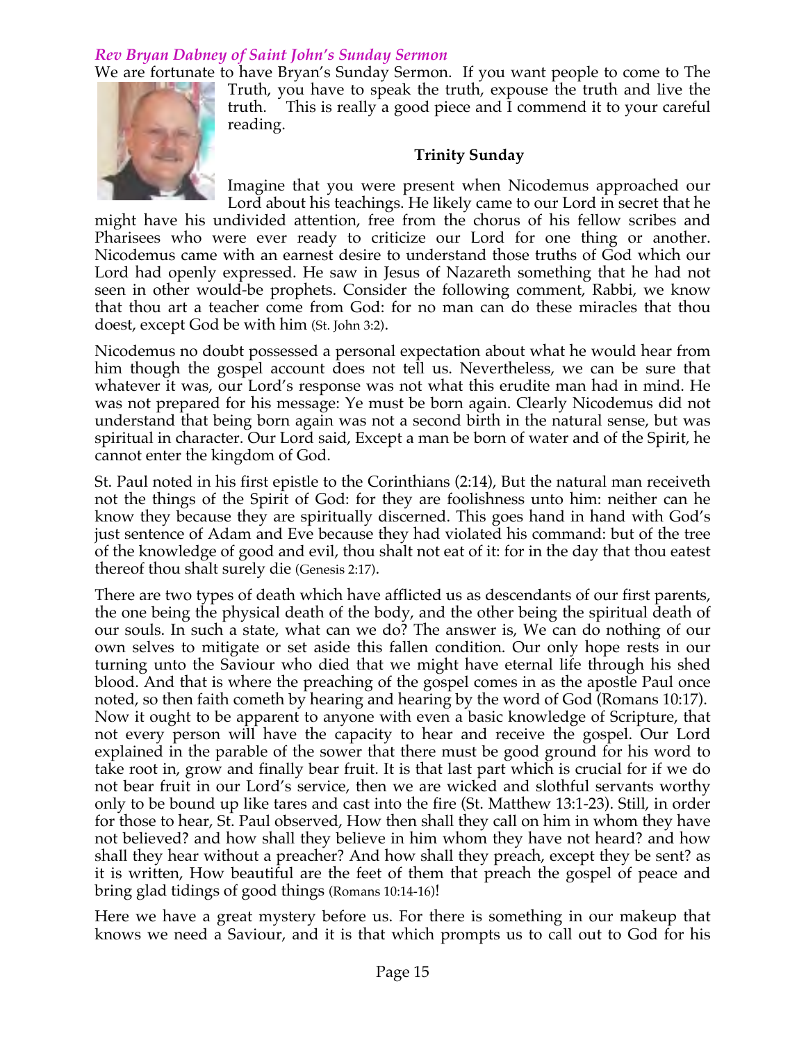### *Rev Bryan Dabney of Saint John's Sunday Sermon*

We are fortunate to have Bryan's Sunday Sermon. If you want people to come to The Truth, you have to speak the truth, expouse the truth and live the truth. This is really a good piece and I commend it to your careful reading.

**Trinity Sunday**

Imagine that you were present when Nicodemus approached our Lord about his teachings. He likely came to our Lord in secret that he might have his undivided attention, free from the chorus of his fellow scribes and Pharisees who were ever ready to criticize our Lord for one thing or another. Nicodemus came with an earnest desire to understand those truths of God which our Lord had openly expressed. He saw in Jesus of Nazareth something that he had not seen in other would-be prophets. Consider the following comment, Rabbi, we know that thou art a teacher come from God: for no man can do these miracles that thou doest, except God be with him (St. John 3:2).

Nicodemus no doubt possessed a personal expectation about what he would hear from him though the gospel account does not tell us. Nevertheless, we can be sure that whatever it was, our Lord's response was not what this erudite man had in mind. He was not prepared for his message: Ye must be born again. Clearly Nicodemus did not understand that being born again was not a second birth in the natural sense, but was spiritual in character. Our Lord said, Except a man be born of water and of the Spirit, he cannot enter the kingdom of God.

St. Paul noted in his first epistle to the Corinthians (2:14), But the natural man receiveth not the things of the Spirit of God: for they are foolishness unto him: neither can he know they because they are spiritually discerned. This goes hand in hand with God's just sentence of Adam and Eve because they had violated his command: but of the tree of the knowledge of good and evil, thou shalt not eat of it: for in the day that thou eatest thereof thou shalt surely die (Genesis 2:17).

There are two types of death which have afflicted us as descendants of our first parents, the one being the physical death of the body, and the other being the spiritual death of our souls. In such a state, what can we do? The answer is, We can do nothing of our own selves to mitigate or set aside this fallen condition. Our only hope rests in our turning unto the Saviour who died that we might have eternal life through his shed blood. And that is where the preaching of the gospel comes in as the apostle Paul once noted, so then faith cometh by hearing and hearing by the word of God (Romans 10:17). Now it ought to be apparent to anyone with even a basic knowledge of Scripture, that not every person will have the capacity to hear and receive the gospel. Our Lord explained in the parable of the sower that there must be good ground for his word to take root in, grow and finally bear fruit. It is that last part which is crucial for if we do not bear fruit in our Lord's service, then we are wicked and slothful servants worthy only to be bound up like tares and cast into the fire (St. Matthew 13:1-23). Still, in order for those to hear, St. Paul observed, How then shall they call on him in whom they have not believed? and how shall they believe in him whom they have not heard? and how shall they hear without a preacher? And how shall they preach, except they be sent? as it is written, How beautiful are the feet of them that preach the gospel of peace and bring glad tidings of good things (Romans 10:14-16)!

Here we have a great mystery before us. For there is something in our makeup that knows we need a Saviour, and it is that which prompts us to call out to God for his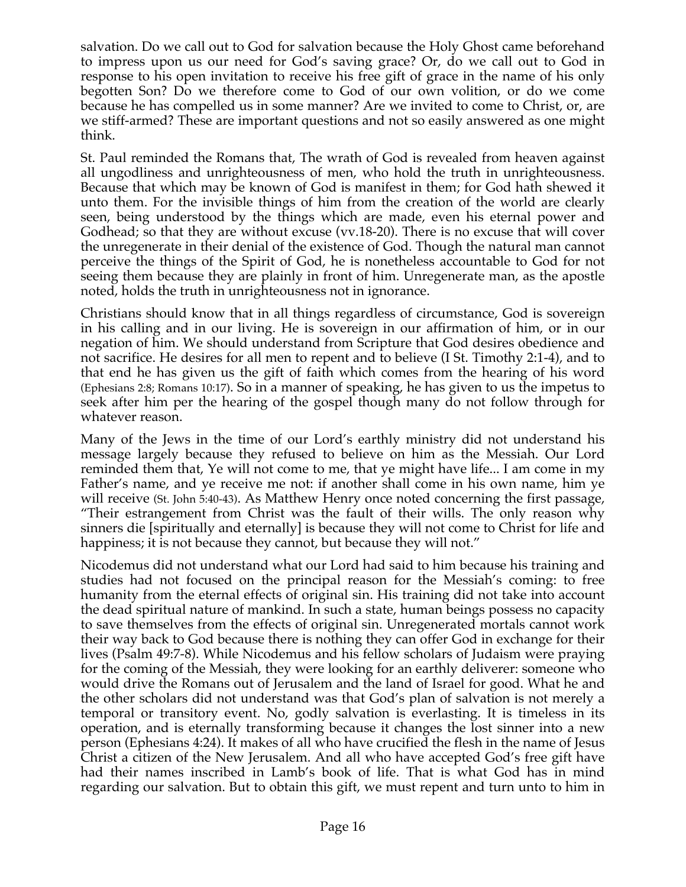salvation. Do we call out to God for salvation because the Holy Ghost came beforehand to impress upon us our need for God's saving grace? Or, do we call out to God in response to his open invitation to receive his free gift of grace in the name of his only begotten Son? Do we therefore come to God of our own volition, or do we come because he has compelled us in some manner? Are we invited to come to Christ, or, are we stiff-armed? These are important questions and not so easily answered as one might think.

St. Paul reminded the Romans that, The wrath of God is revealed from heaven against all ungodliness and unrighteousness of men, who hold the truth in unrighteousness. Because that which may be known of God is manifest in them; for God hath shewed it unto them. For the invisible things of him from the creation of the world are clearly seen, being understood by the things which are made, even his eternal power and Godhead; so that they are without excuse (vv.18-20). There is no excuse that will cover the unregenerate in their denial of the existence of God. Though the natural man cannot perceive the things of the Spirit of God, he is nonetheless accountable to God for not seeing them because they are plainly in front of him. Unregenerate man, as the apostle noted, holds the truth in unrighteousness not in ignorance.

Christians should know that in all things regardless of circumstance, God is sovereign in his calling and in our living. He is sovereign in our affirmation of him, or in our negation of him. We should understand from Scripture that God desires obedience and not sacrifice. He desires for all men to repent and to believe (I St. Timothy 2:1-4), and to that end he has given us the gift of faith which comes from the hearing of his word (Ephesians 2:8; Romans 10:17). So in a manner of speaking, he has given to us the impetus to seek after him per the hearing of the gospel though many do not follow through for whatever reason.

Many of the Jews in the time of our Lord's earthly ministry did not understand his message largely because they refused to believe on him as the Messiah. Our Lord reminded them that, Ye will not come to me, that ye might have life... I am come in my Father's name, and ye receive me not: if another shall come in his own name, him ye will receive (St. John 5:40-43). As Matthew Henry once noted concerning the first passage, "Their estrangement from Christ was the fault of their wills. The only reason why sinners die [spiritually and eternally] is because they will not come to Christ for life and happiness; it is not because they cannot, but because they will not."

Nicodemus did not understand what our Lord had said to him because his training and studies had not focused on the principal reason for the Messiah's coming: to free humanity from the eternal effects of original sin. His training did not take into account the dead spiritual nature of mankind. In such a state, human beings possess no capacity to save themselves from the effects of original sin. Unregenerated mortals cannot work their way back to God because there is nothing they can offer God in exchange for their lives (Psalm 49:7-8). While Nicodemus and his fellow scholars of Judaism were praying for the coming of the Messiah, they were looking for an earthly deliverer: someone who would drive the Romans out of Jerusalem and the land of Israel for good. What he and the other scholars did not understand was that God's plan of salvation is not merely a temporal or transitory event. No, godly salvation is everlasting. It is timeless in its operation, and is eternally transforming because it changes the lost sinner into a new person (Ephesians 4:24). It makes of all who have crucified the flesh in the name of Jesus Christ a citizen of the New Jerusalem. And all who have accepted God's free gift have had their names inscribed in Lamb's book of life. That is what God has in mind regarding our salvation. But to obtain this gift, we must repent and turn unto to him in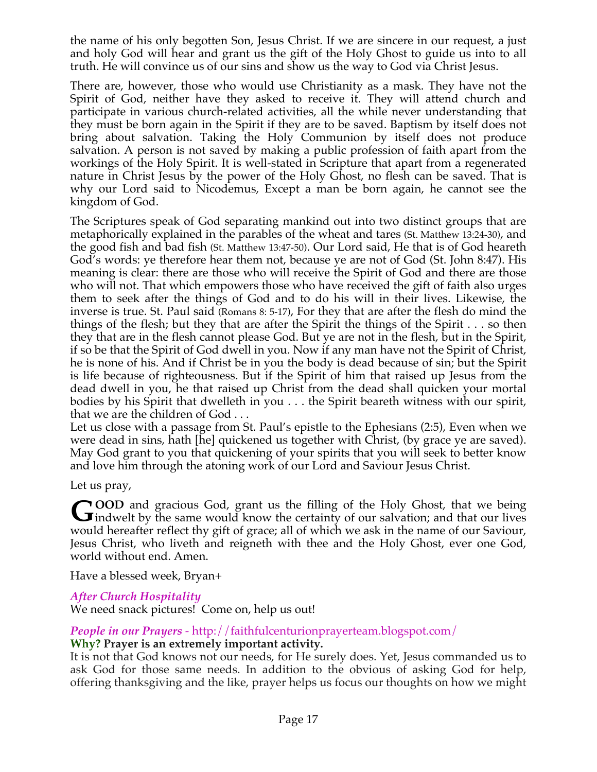the name of his only begotten Son, Jesus Christ. If we are sincere in our request, a just and holy God will hear and grant us the gift of the Holy Ghost to guide us into to all truth. He will convince us of our sins and show us the way to God via Christ Jesus.

There are, however, those who would use Christianity as a mask. They have not the Spirit of God, neither have they asked to receive it. They will attend church and participate in various church-related activities, all the while never understanding that they must be born again in the Spirit if they are to be saved. Baptism by itself does not bring about salvation. Taking the Holy Communion by itself does not produce salvation. A person is not saved by making a public profession of faith apart from the workings of the Holy Spirit. It is well-stated in Scripture that apart from a regenerated nature in Christ Jesus by the power of the Holy Ghost, no flesh can be saved. That is why our Lord said to Nicodemus, Except a man be born again, he cannot see the kingdom of God.

The Scriptures speak of God separating mankind out into two distinct groups that are metaphorically explained in the parables of the wheat and tares (St. Matthew 13:24-30), and the good fish and bad fish (St. Matthew 13:47-50). Our Lord said, He that is of God heareth God's words: ye therefore hear them not, because ye are not of God (St. John 8:47). His meaning is clear: there are those who will receive the Spirit of God and there are those who will not. That which empowers those who have received the gift of faith also urges them to seek after the things of God and to do his will in their lives. Likewise, the inverse is true. St. Paul said (Romans 8: 5-17), For they that are after the flesh do mind the things of the flesh; but they that are after the Spirit the things of the Spirit . . . so then they that are in the flesh cannot please God. But ye are not in the flesh, but in the Spirit, if so be that the Spirit of God dwell in you. Now if any man have not the Spirit of Christ, he is none of his. And if Christ be in you the body is dead because of sin; but the Spirit is life because of righteousness. But if the Spirit of him that raised up Jesus from the dead dwell in you, he that raised up Christ from the dead shall quicken your mortal bodies by his Spirit that dwelleth in you . . . the Spirit beareth witness with our spirit, that we are the children of God . . .

Let us close with a passage from St. Paul's epistle to the Ephesians (2:5), Even when we were dead in sins, hath [he] quickened us together with Christ, (by grace ye are saved). May God grant to you that quickening of your spirits that you will seek to better know and love him through the atoning work of our Lord and Saviour Jesus Christ.

Let us pray,

**GOOD** and gracious God, grant us the filling of the Holy Ghost, that we being indwelt by the same would know the certainty of our salvation; and that our lives would hereafter reflect thy gift of grace; all of which we ask in the name of our Saviour, Jesus Christ, who liveth and reigneth with thee and the Holy Ghost, ever one God, world without end. Amen.

Have a blessed week, Bryan+

*After Church Hospitality*

We need snack pictures! Come on, help us out!

*People in our Prayers* - http://faithfulcenturionprayerteam.blogspot.com/

**Why? Prayer is an extremely important activity.**

It is not that God knows not our needs, for He surely does. Yet, Jesus commanded us to ask God for those same needs. In addition to the obvious of asking God for help, offering thanksgiving and the like, prayer helps us focus our thoughts on how we might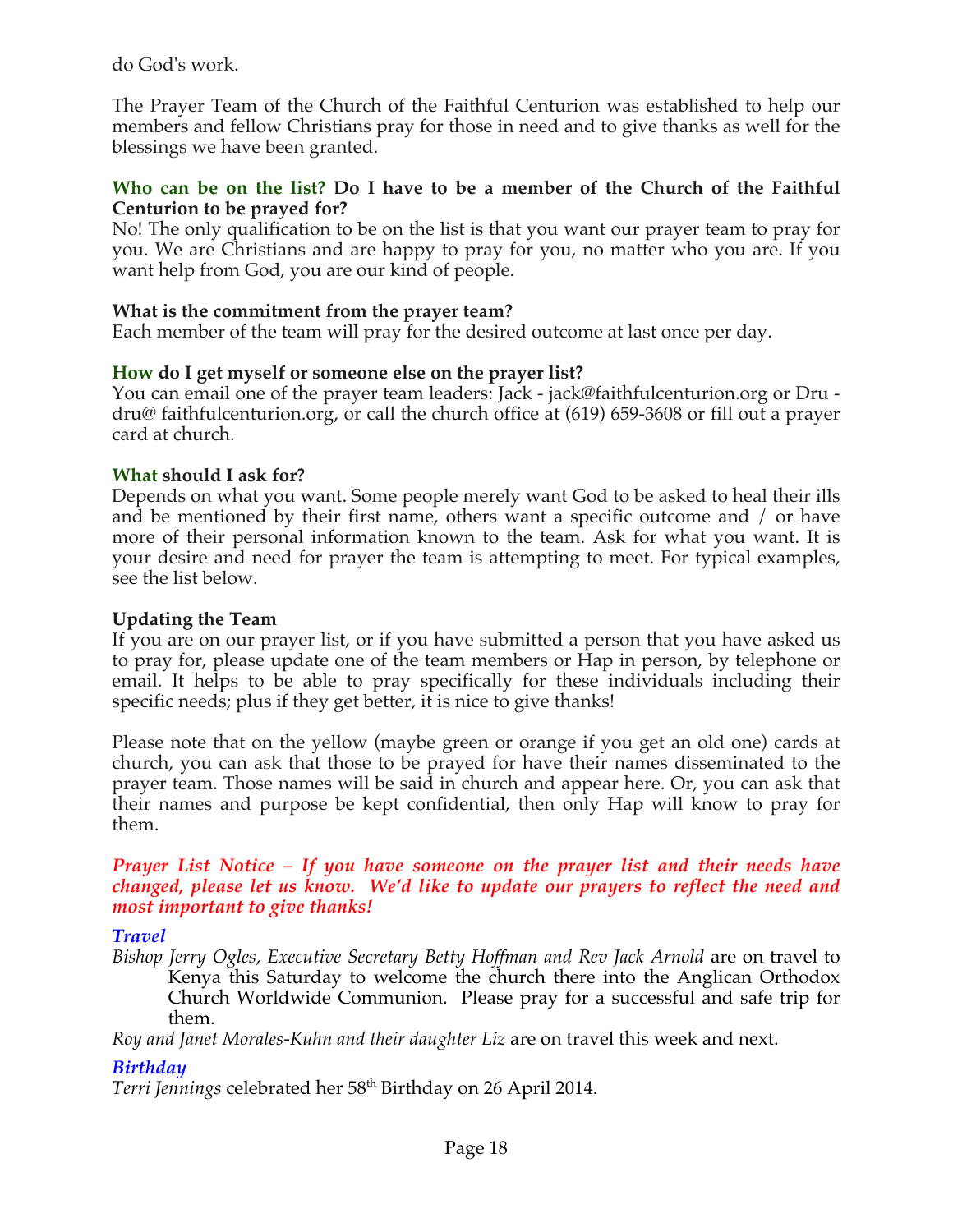do God's work.

The Prayer Team of the Church of the Faithful Centurion was established to help our members and fellow Christians pray for those in need and to give thanks as well for the blessings we have been granted.

**Who can be on the list? Do I have to be a member of the Church of the Faithful Centurion to be prayed for?**
No! The only qualification to be on the list is that you want our prayer team to pray for you. We are Christians and are happy to pray for you, no matter who you are. If you want help from God, you are our kind of people.

**What is the commitment from the prayer team?**
Each member of the team will pray for the desired outcome at last once per day.

**How do I get myself or someone else on the prayer list?**
You can email one of the prayer team leaders: Jack - jack@faithfulcenturion.org or Dru - dru@ faithfulcenturion.org, or call the church office at (619) 659-3608 or fill out a prayer card at church.

**What should I ask for?**
Depends on what you want. Some people merely want God to be asked to heal their ills and be mentioned by their first name, others want a specific outcome and / or have more of their personal information known to the team. Ask for what you want. It is your desire and need for prayer the team is attempting to meet. For typical examples, see the list below.

**Updating the Team**
If you are on our prayer list, or if you have submitted a person that you have asked us to pray for, please update one of the team members or Hap in person, by telephone or email. It helps to be able to pray specifically for these individuals including their specific needs; plus if they get better, it is nice to give thanks!

Please note that on the yellow (maybe green or orange if you get an old one) cards at church, you can ask that those to be prayed for have their names disseminated to the prayer team. Those names will be said in church and appear here. Or, you can ask that their names and purpose be kept confidential, then only Hap will know to pray for them.

***Prayer List Notice – If you have someone on the prayer list and their needs have changed, please let us know. We'd like to update our prayers to reflect the need and most important to give thanks!***

***Travel***

*Bishop Jerry Ogles, Executive Secretary Betty Hoffman and Rev Jack Arnold* are on travel to Kenya this Saturday to welcome the church there into the Anglican Orthodox Church Worldwide Communion. Please pray for a successful and safe trip for them.

*Roy and Janet Morales-Kuhn and their daughter Liz* are on travel this week and next.

***Birthday***

*Terri Jennings* celebrated her 58th Birthday on 26 April 2014.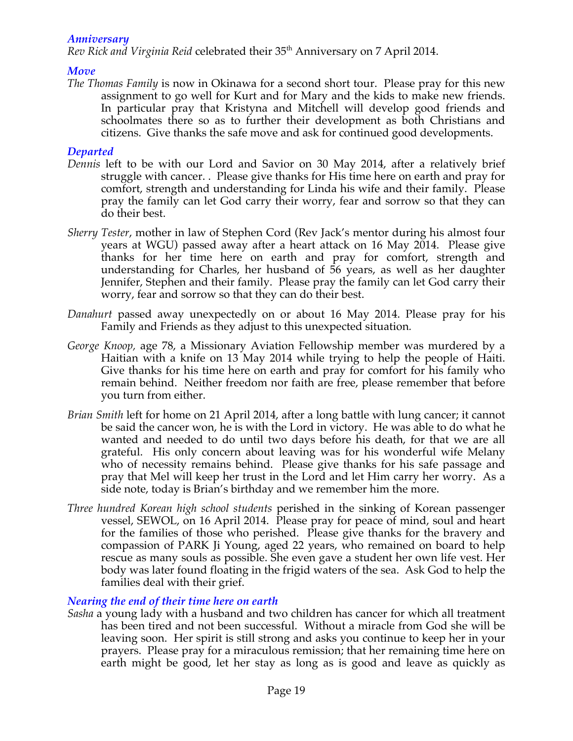### *Anniversary*

*Rev Rick and Virginia Reid* celebrated their 35th Anniversary on 7 April 2014.

### *Move*

*The Thomas Family* is now in Okinawa for a second short tour. Please pray for this new assignment to go well for Kurt and for Mary and the kids to make new friends. In particular pray that Kristyna and Mitchell will develop good friends and schoolmates there so as to further their development as both Christians and citizens. Give thanks the safe move and ask for continued good developments.

### *Departed*

*Dennis* left to be with our Lord and Savior on 30 May 2014, after a relatively brief struggle with cancer. . Please give thanks for His time here on earth and pray for comfort, strength and understanding for Linda his wife and their family. Please pray the family can let God carry their worry, fear and sorrow so that they can do their best.

*Sherry Tester*, mother in law of Stephen Cord (Rev Jack's mentor during his almost four years at WGU) passed away after a heart attack on 16 May 2014. Please give thanks for her time here on earth and pray for comfort, strength and understanding for Charles, her husband of 56 years, as well as her daughter Jennifer, Stephen and their family. Please pray the family can let God carry their worry, fear and sorrow so that they can do their best.

*Danahurt* passed away unexpectedly on or about 16 May 2014. Please pray for his Family and Friends as they adjust to this unexpected situation.

*George Knoop,* age 78, a Missionary Aviation Fellowship member was murdered by a Haitian with a knife on 13 May 2014 while trying to help the people of Haiti. Give thanks for his time here on earth and pray for comfort for his family who remain behind. Neither freedom nor faith are free, please remember that before you turn from either.

*Brian Smith* left for home on 21 April 2014, after a long battle with lung cancer; it cannot be said the cancer won, he is with the Lord in victory. He was able to do what he wanted and needed to do until two days before his death, for that we are all grateful. His only concern about leaving was for his wonderful wife Melany who of necessity remains behind. Please give thanks for his safe passage and pray that Mel will keep her trust in the Lord and let Him carry her worry. As a side note, today is Brian's birthday and we remember him the more.

*Three hundred Korean high school students* perished in the sinking of Korean passenger vessel, SEWOL, on 16 April 2014. Please pray for peace of mind, soul and heart for the families of those who perished. Please give thanks for the bravery and compassion of PARK Ji Young, aged 22 years, who remained on board to help rescue as many souls as possible. She even gave a student her own life vest. Her body was later found floating in the frigid waters of the sea. Ask God to help the families deal with their grief.

### *Nearing the end of their time here on earth*

*Sasha* a young lady with a husband and two children has cancer for which all treatment has been tired and not been successful. Without a miracle from God she will be leaving soon. Her spirit is still strong and asks you continue to keep her in your prayers. Please pray for a miraculous remission; that her remaining time here on earth might be good, let her stay as long as is good and leave as quickly as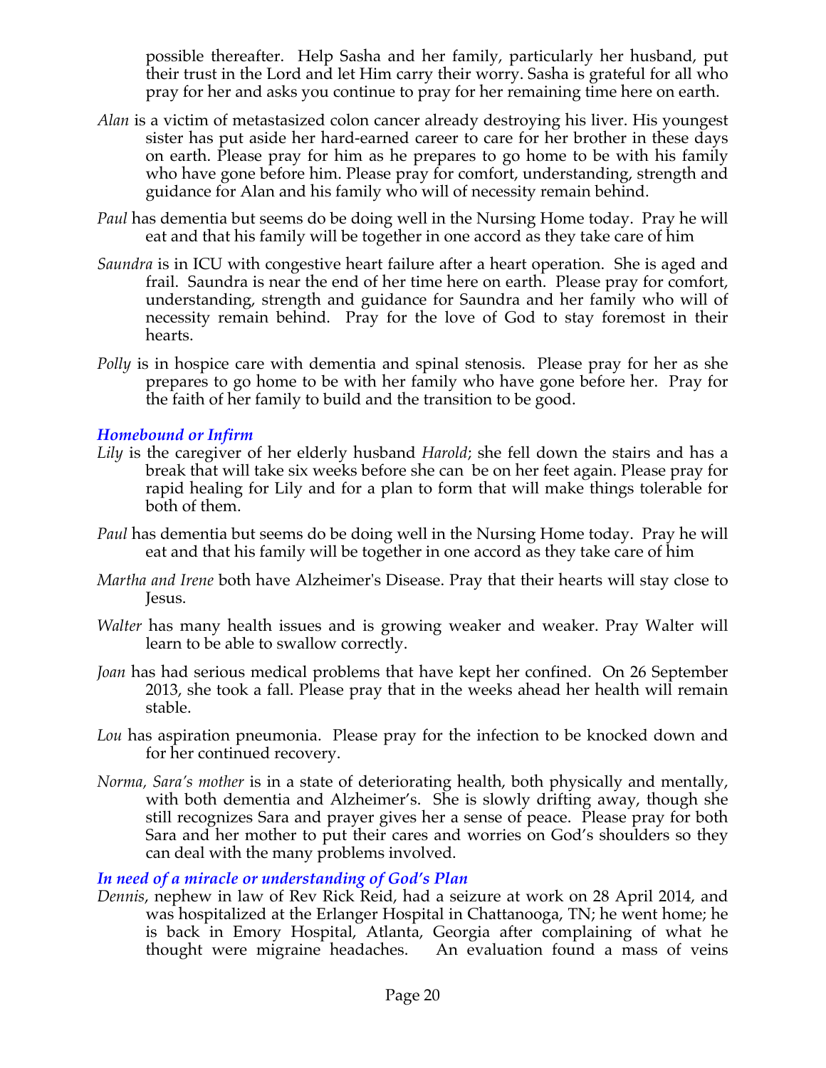possible thereafter. Help Sasha and her family, particularly her husband, put their trust in the Lord and let Him carry their worry. Sasha is grateful for all who pray for her and asks you continue to pray for her remaining time here on earth.

*Alan* is a victim of metastasized colon cancer already destroying his liver. His youngest sister has put aside her hard-earned career to care for her brother in these days on earth. Please pray for him as he prepares to go home to be with his family who have gone before him. Please pray for comfort, understanding, strength and guidance for Alan and his family who will of necessity remain behind.

*Paul* has dementia but seems do be doing well in the Nursing Home today. Pray he will eat and that his family will be together in one accord as they take care of him

*Saundra* is in ICU with congestive heart failure after a heart operation. She is aged and frail. Saundra is near the end of her time here on earth. Please pray for comfort, understanding, strength and guidance for Saundra and her family who will of necessity remain behind. Pray for the love of God to stay foremost in their hearts.

*Polly* is in hospice care with dementia and spinal stenosis. Please pray for her as she prepares to go home to be with her family who have gone before her. Pray for the faith of her family to build and the transition to be good.

### *Homebound or Infirm*

*Lily* is the caregiver of her elderly husband *Harold*; she fell down the stairs and has a break that will take six weeks before she can be on her feet again. Please pray for rapid healing for Lily and for a plan to form that will make things tolerable for both of them.

*Paul* has dementia but seems do be doing well in the Nursing Home today. Pray he will eat and that his family will be together in one accord as they take care of him

*Martha and Irene* both have Alzheimer's Disease. Pray that their hearts will stay close to Jesus.

*Walter* has many health issues and is growing weaker and weaker. Pray Walter will learn to be able to swallow correctly.

*Joan* has had serious medical problems that have kept her confined. On 26 September 2013, she took a fall. Please pray that in the weeks ahead her health will remain stable.

*Lou* has aspiration pneumonia. Please pray for the infection to be knocked down and for her continued recovery.

*Norma, Sara's mother* is in a state of deteriorating health, both physically and mentally, with both dementia and Alzheimer's. She is slowly drifting away, though she still recognizes Sara and prayer gives her a sense of peace. Please pray for both Sara and her mother to put their cares and worries on God's shoulders so they can deal with the many problems involved.

### *In need of a miracle or understanding of God's Plan*

*Dennis*, nephew in law of Rev Rick Reid, had a seizure at work on 28 April 2014, and was hospitalized at the Erlanger Hospital in Chattanooga, TN; he went home; he is back in Emory Hospital, Atlanta, Georgia after complaining of what he thought were migraine headaches. An evaluation found a mass of veins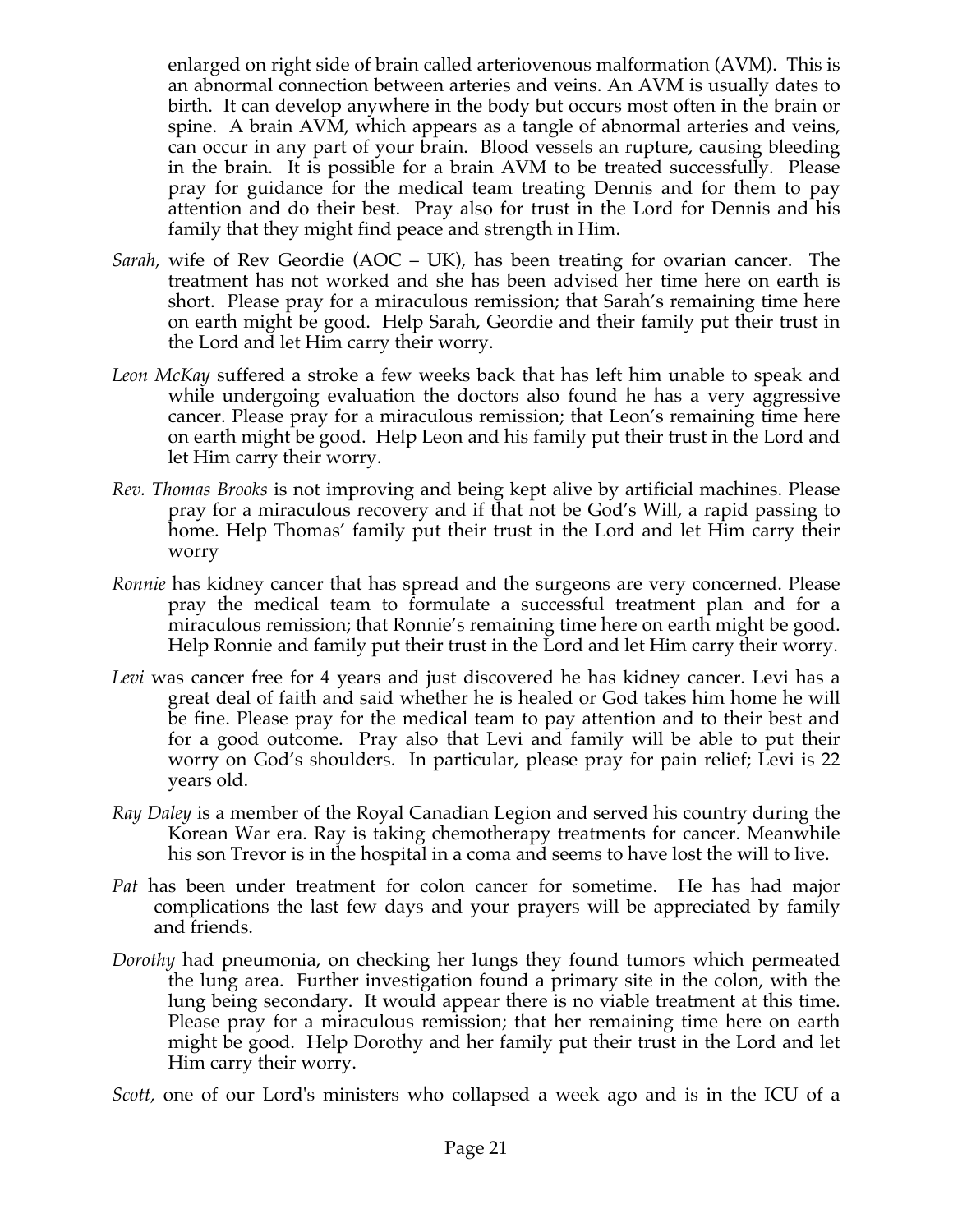enlarged on right side of brain called arteriovenous malformation (AVM). This is an abnormal connection between arteries and veins. An AVM is usually dates to birth. It can develop anywhere in the body but occurs most often in the brain or spine. A brain AVM, which appears as a tangle of abnormal arteries and veins, can occur in any part of your brain. Blood vessels an rupture, causing bleeding in the brain. It is possible for a brain AVM to be treated successfully. Please pray for guidance for the medical team treating Dennis and for them to pay attention and do their best. Pray also for trust in the Lord for Dennis and his family that they might find peace and strength in Him.

- *Sarah,* wife of Rev Geordie (AOC – UK), has been treating for ovarian cancer. The treatment has not worked and she has been advised her time here on earth is short. Please pray for a miraculous remission; that Sarah's remaining time here on earth might be good. Help Sarah, Geordie and their family put their trust in the Lord and let Him carry their worry.
- *Leon McKay* suffered a stroke a few weeks back that has left him unable to speak and while undergoing evaluation the doctors also found he has a very aggressive cancer. Please pray for a miraculous remission; that Leon's remaining time here on earth might be good. Help Leon and his family put their trust in the Lord and let Him carry their worry.
- *Rev. Thomas Brooks* is not improving and being kept alive by artificial machines. Please pray for a miraculous recovery and if that not be God's Will, a rapid passing to home. Help Thomas' family put their trust in the Lord and let Him carry their worry
- *Ronnie* has kidney cancer that has spread and the surgeons are very concerned. Please pray the medical team to formulate a successful treatment plan and for a miraculous remission; that Ronnie's remaining time here on earth might be good. Help Ronnie and family put their trust in the Lord and let Him carry their worry.
- *Levi* was cancer free for 4 years and just discovered he has kidney cancer. Levi has a great deal of faith and said whether he is healed or God takes him home he will be fine. Please pray for the medical team to pay attention and to their best and for a good outcome. Pray also that Levi and family will be able to put their worry on God's shoulders. In particular, please pray for pain relief; Levi is 22 years old.
- *Ray Daley* is a member of the Royal Canadian Legion and served his country during the Korean War era. Ray is taking chemotherapy treatments for cancer. Meanwhile his son Trevor is in the hospital in a coma and seems to have lost the will to live.
- *Pat* has been under treatment for colon cancer for sometime. He has had major complications the last few days and your prayers will be appreciated by family and friends.
- *Dorothy* had pneumonia, on checking her lungs they found tumors which permeated the lung area. Further investigation found a primary site in the colon, with the lung being secondary. It would appear there is no viable treatment at this time. Please pray for a miraculous remission; that her remaining time here on earth might be good. Help Dorothy and her family put their trust in the Lord and let Him carry their worry.
- *Scott,* one of our Lord's ministers who collapsed a week ago and is in the ICU of a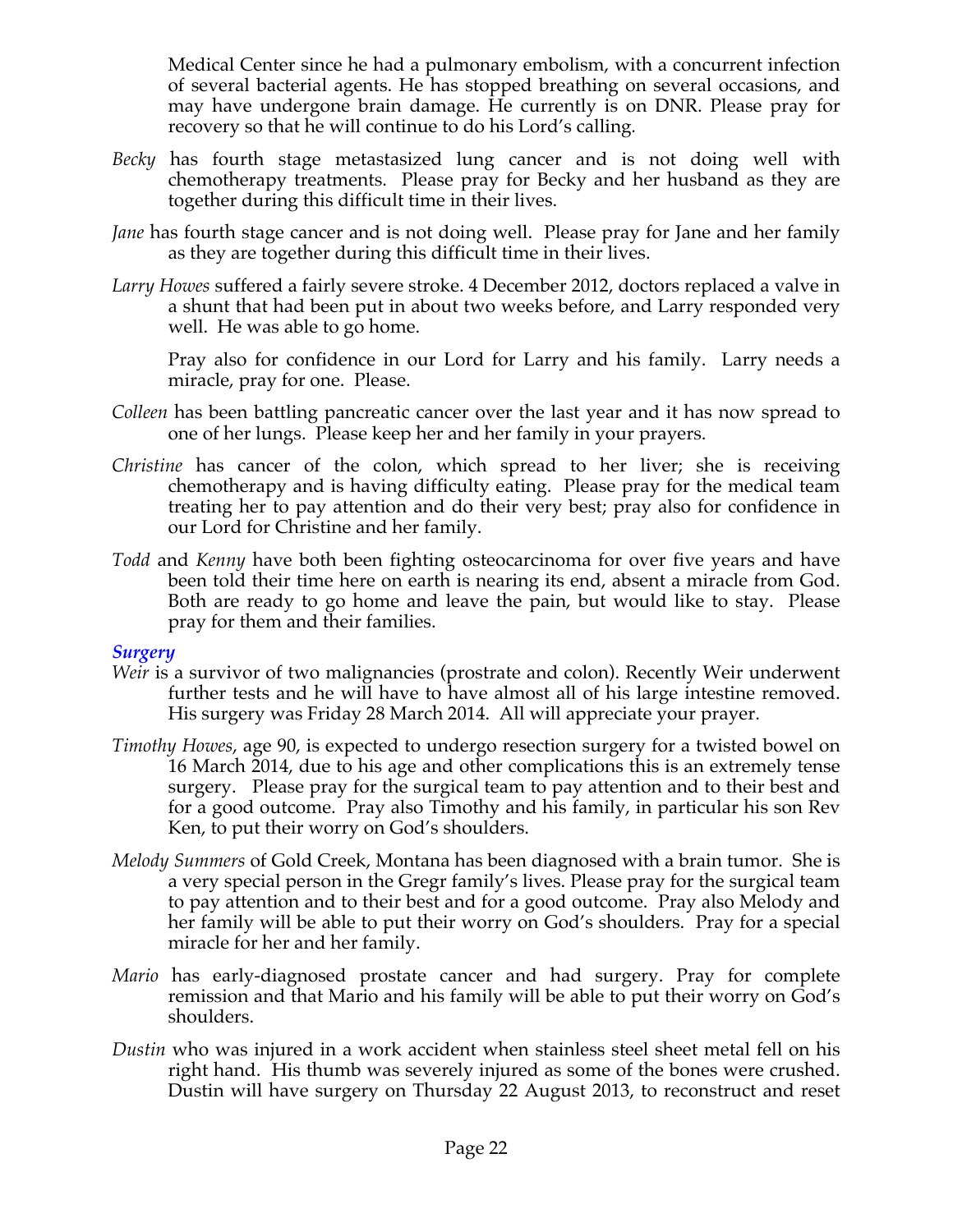Medical Center since he had a pulmonary embolism, with a concurrent infection of several bacterial agents. He has stopped breathing on several occasions, and may have undergone brain damage. He currently is on DNR. Please pray for recovery so that he will continue to do his Lord's calling.

*Becky* has fourth stage metastasized lung cancer and is not doing well with chemotherapy treatments. Please pray for Becky and her husband as they are together during this difficult time in their lives.

*Jane* has fourth stage cancer and is not doing well. Please pray for Jane and her family as they are together during this difficult time in their lives.

*Larry Howes* suffered a fairly severe stroke. 4 December 2012, doctors replaced a valve in a shunt that had been put in about two weeks before, and Larry responded very well. He was able to go home.

Pray also for confidence in our Lord for Larry and his family. Larry needs a miracle, pray for one. Please.

*Colleen* has been battling pancreatic cancer over the last year and it has now spread to one of her lungs. Please keep her and her family in your prayers.

*Christine* has cancer of the colon, which spread to her liver; she is receiving chemotherapy and is having difficulty eating. Please pray for the medical team treating her to pay attention and do their very best; pray also for confidence in our Lord for Christine and her family.

*Todd* and *Kenny* have both been fighting osteocarcinoma for over five years and have been told their time here on earth is nearing its end, absent a miracle from God. Both are ready to go home and leave the pain, but would like to stay. Please pray for them and their families.

### *Surgery*

*Weir* is a survivor of two malignancies (prostrate and colon). Recently Weir underwent further tests and he will have to have almost all of his large intestine removed. His surgery was Friday 28 March 2014. All will appreciate your prayer.

*Timothy Howes*, age 90, is expected to undergo resection surgery for a twisted bowel on 16 March 2014, due to his age and other complications this is an extremely tense surgery. Please pray for the surgical team to pay attention and to their best and for a good outcome. Pray also Timothy and his family, in particular his son Rev Ken, to put their worry on God's shoulders.

*Melody Summers* of Gold Creek, Montana has been diagnosed with a brain tumor. She is a very special person in the Gregr family's lives. Please pray for the surgical team to pay attention and to their best and for a good outcome. Pray also Melody and her family will be able to put their worry on God's shoulders. Pray for a special miracle for her and her family.

*Mario* has early-diagnosed prostate cancer and had surgery. Pray for complete remission and that Mario and his family will be able to put their worry on God's shoulders.

*Dustin* who was injured in a work accident when stainless steel sheet metal fell on his right hand. His thumb was severely injured as some of the bones were crushed. Dustin will have surgery on Thursday 22 August 2013, to reconstruct and reset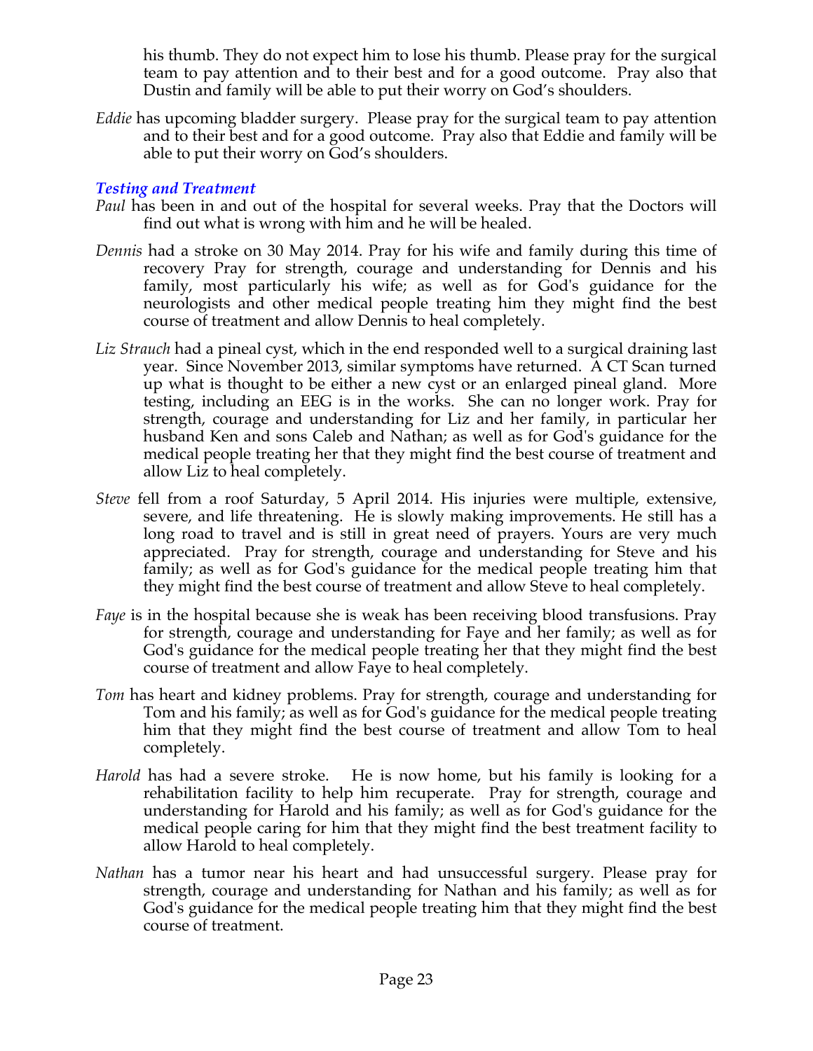his thumb. They do not expect him to lose his thumb. Please pray for the surgical team to pay attention and to their best and for a good outcome. Pray also that Dustin and family will be able to put their worry on God's shoulders.

*Eddie* has upcoming bladder surgery. Please pray for the surgical team to pay attention and to their best and for a good outcome. Pray also that Eddie and family will be able to put their worry on God's shoulders.

### *Testing and Treatment*

*Paul* has been in and out of the hospital for several weeks. Pray that the Doctors will find out what is wrong with him and he will be healed.

*Dennis* had a stroke on 30 May 2014. Pray for his wife and family during this time of recovery Pray for strength, courage and understanding for Dennis and his family, most particularly his wife; as well as for God's guidance for the neurologists and other medical people treating him they might find the best course of treatment and allow Dennis to heal completely.

*Liz Strauch* had a pineal cyst, which in the end responded well to a surgical draining last year. Since November 2013, similar symptoms have returned. A CT Scan turned up what is thought to be either a new cyst or an enlarged pineal gland. More testing, including an EEG is in the works. She can no longer work. Pray for strength, courage and understanding for Liz and her family, in particular her husband Ken and sons Caleb and Nathan; as well as for God's guidance for the medical people treating her that they might find the best course of treatment and allow Liz to heal completely.

*Steve* fell from a roof Saturday, 5 April 2014. His injuries were multiple, extensive, severe, and life threatening. He is slowly making improvements. He still has a long road to travel and is still in great need of prayers. Yours are very much appreciated. Pray for strength, courage and understanding for Steve and his family; as well as for God's guidance for the medical people treating him that they might find the best course of treatment and allow Steve to heal completely.

*Faye* is in the hospital because she is weak has been receiving blood transfusions. Pray for strength, courage and understanding for Faye and her family; as well as for God's guidance for the medical people treating her that they might find the best course of treatment and allow Faye to heal completely.

*Tom* has heart and kidney problems. Pray for strength, courage and understanding for Tom and his family; as well as for God's guidance for the medical people treating him that they might find the best course of treatment and allow Tom to heal completely.

*Harold* has had a severe stroke. He is now home, but his family is looking for a rehabilitation facility to help him recuperate. Pray for strength, courage and understanding for Harold and his family; as well as for God's guidance for the medical people caring for him that they might find the best treatment facility to allow Harold to heal completely.

*Nathan* has a tumor near his heart and had unsuccessful surgery. Please pray for strength, courage and understanding for Nathan and his family; as well as for God's guidance for the medical people treating him that they might find the best course of treatment.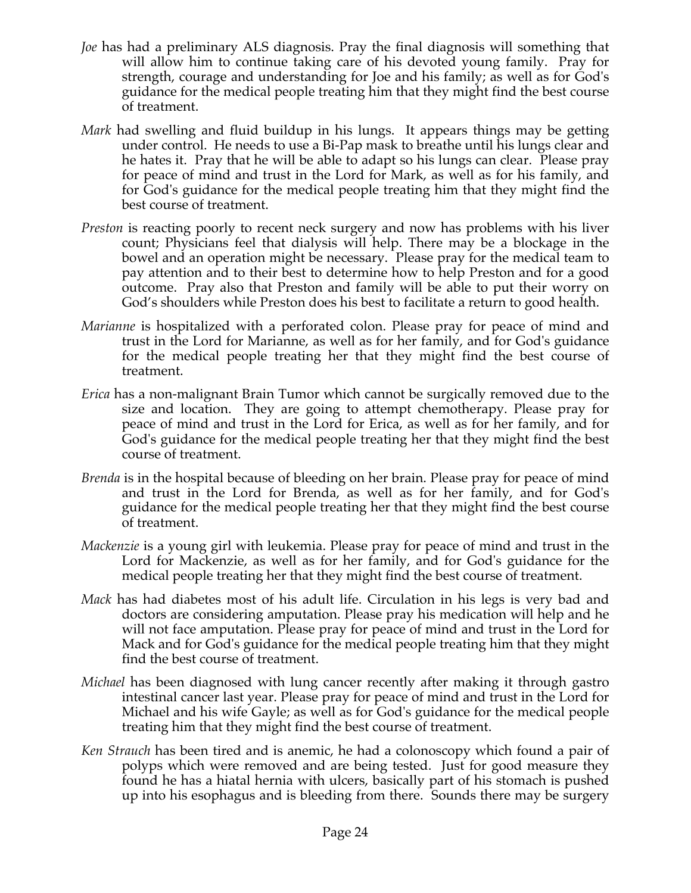*Joe* has had a preliminary ALS diagnosis. Pray the final diagnosis will something that will allow him to continue taking care of his devoted young family. Pray for strength, courage and understanding for Joe and his family; as well as for God's guidance for the medical people treating him that they might find the best course of treatment.

*Mark* had swelling and fluid buildup in his lungs. It appears things may be getting under control. He needs to use a Bi-Pap mask to breathe until his lungs clear and he hates it. Pray that he will be able to adapt so his lungs can clear. Please pray for peace of mind and trust in the Lord for Mark, as well as for his family, and for God's guidance for the medical people treating him that they might find the best course of treatment.

*Preston* is reacting poorly to recent neck surgery and now has problems with his liver count; Physicians feel that dialysis will help. There may be a blockage in the bowel and an operation might be necessary. Please pray for the medical team to pay attention and to their best to determine how to help Preston and for a good outcome. Pray also that Preston and family will be able to put their worry on God's shoulders while Preston does his best to facilitate a return to good health.

*Marianne* is hospitalized with a perforated colon. Please pray for peace of mind and trust in the Lord for Marianne, as well as for her family, and for God's guidance for the medical people treating her that they might find the best course of treatment.

*Erica* has a non-malignant Brain Tumor which cannot be surgically removed due to the size and location. They are going to attempt chemotherapy. Please pray for peace of mind and trust in the Lord for Erica, as well as for her family, and for God's guidance for the medical people treating her that they might find the best course of treatment.

*Brenda* is in the hospital because of bleeding on her brain. Please pray for peace of mind and trust in the Lord for Brenda, as well as for her family, and for God's guidance for the medical people treating her that they might find the best course of treatment.

*Mackenzie* is a young girl with leukemia. Please pray for peace of mind and trust in the Lord for Mackenzie, as well as for her family, and for God's guidance for the medical people treating her that they might find the best course of treatment.

*Mack* has had diabetes most of his adult life. Circulation in his legs is very bad and doctors are considering amputation. Please pray his medication will help and he will not face amputation. Please pray for peace of mind and trust in the Lord for Mack and for God's guidance for the medical people treating him that they might find the best course of treatment.

*Michael* has been diagnosed with lung cancer recently after making it through gastro intestinal cancer last year. Please pray for peace of mind and trust in the Lord for Michael and his wife Gayle; as well as for God's guidance for the medical people treating him that they might find the best course of treatment.

*Ken Strauch* has been tired and is anemic, he had a colonoscopy which found a pair of polyps which were removed and are being tested. Just for good measure they found he has a hiatal hernia with ulcers, basically part of his stomach is pushed up into his esophagus and is bleeding from there. Sounds there may be surgery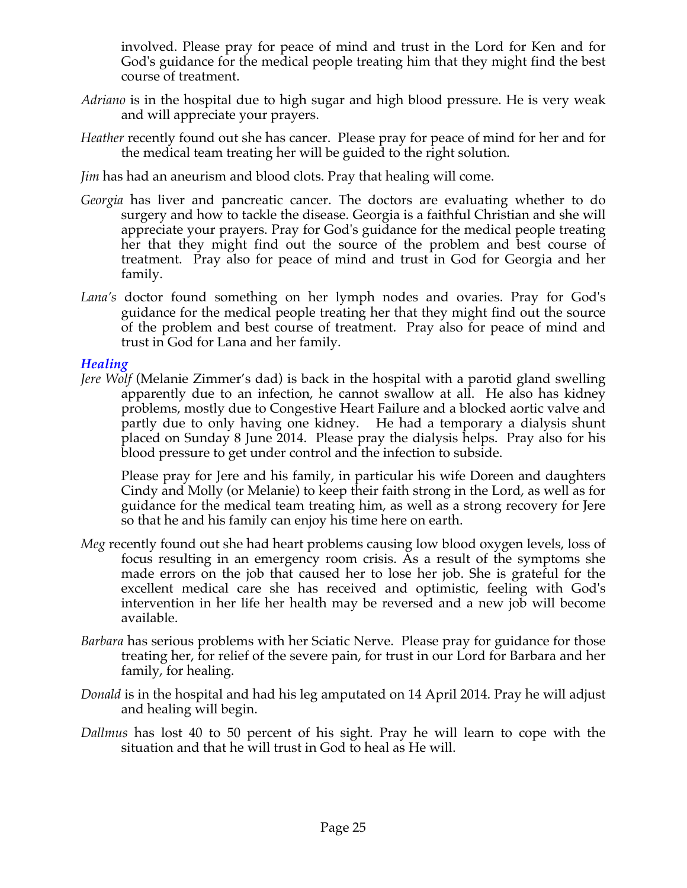involved. Please pray for peace of mind and trust in the Lord for Ken and for God's guidance for the medical people treating him that they might find the best course of treatment.

*Adriano* is in the hospital due to high sugar and high blood pressure. He is very weak and will appreciate your prayers.

*Heather* recently found out she has cancer. Please pray for peace of mind for her and for the medical team treating her will be guided to the right solution.

*Jim* has had an aneurism and blood clots. Pray that healing will come.

*Georgia* has liver and pancreatic cancer. The doctors are evaluating whether to do surgery and how to tackle the disease. Georgia is a faithful Christian and she will appreciate your prayers. Pray for God's guidance for the medical people treating her that they might find out the source of the problem and best course of treatment. Pray also for peace of mind and trust in God for Georgia and her family.

*Lana's* doctor found something on her lymph nodes and ovaries. Pray for God's guidance for the medical people treating her that they might find out the source of the problem and best course of treatment. Pray also for peace of mind and trust in God for Lana and her family.

### *Healing*

*Jere Wolf* (Melanie Zimmer's dad) is back in the hospital with a parotid gland swelling apparently due to an infection, he cannot swallow at all. He also has kidney problems, mostly due to Congestive Heart Failure and a blocked aortic valve and partly due to only having one kidney. He had a temporary a dialysis shunt placed on Sunday 8 June 2014. Please pray the dialysis helps. Pray also for his blood pressure to get under control and the infection to subside.

Please pray for Jere and his family, in particular his wife Doreen and daughters Cindy and Molly (or Melanie) to keep their faith strong in the Lord, as well as for guidance for the medical team treating him, as well as a strong recovery for Jere so that he and his family can enjoy his time here on earth.

*Meg* recently found out she had heart problems causing low blood oxygen levels, loss of focus resulting in an emergency room crisis. As a result of the symptoms she made errors on the job that caused her to lose her job. She is grateful for the excellent medical care she has received and optimistic, feeling with God's intervention in her life her health may be reversed and a new job will become available.

*Barbara* has serious problems with her Sciatic Nerve. Please pray for guidance for those treating her, for relief of the severe pain, for trust in our Lord for Barbara and her family, for healing.

*Donald* is in the hospital and had his leg amputated on 14 April 2014. Pray he will adjust and healing will begin.

*Dallmus* has lost 40 to 50 percent of his sight. Pray he will learn to cope with the situation and that he will trust in God to heal as He will.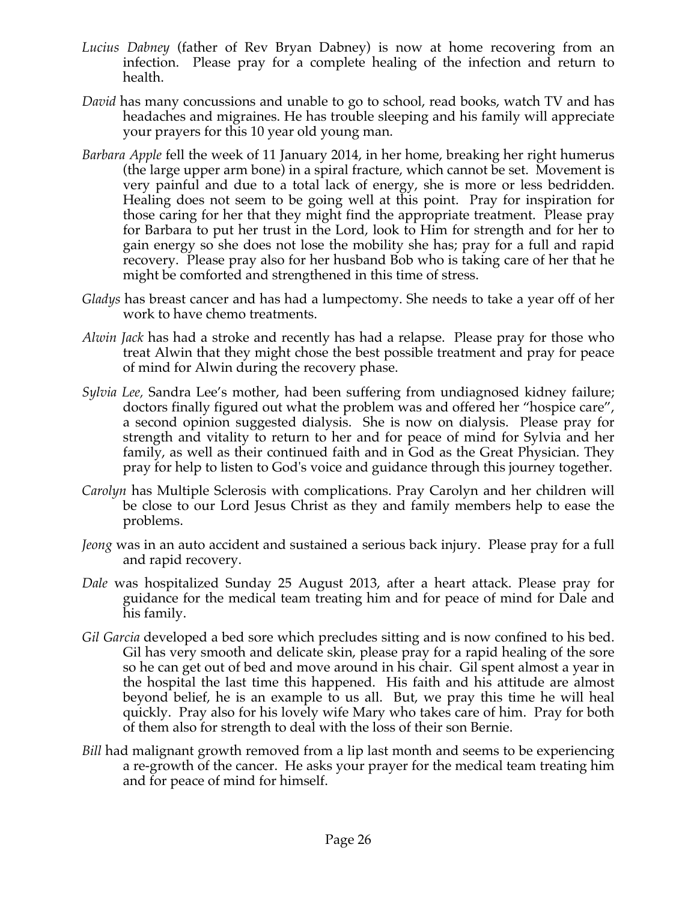*Lucius Dabney* (father of Rev Bryan Dabney) is now at home recovering from an infection. Please pray for a complete healing of the infection and return to health.

*David* has many concussions and unable to go to school, read books, watch TV and has headaches and migraines. He has trouble sleeping and his family will appreciate your prayers for this 10 year old young man.

*Barbara Apple* fell the week of 11 January 2014, in her home, breaking her right humerus (the large upper arm bone) in a spiral fracture, which cannot be set. Movement is very painful and due to a total lack of energy, she is more or less bedridden. Healing does not seem to be going well at this point. Pray for inspiration for those caring for her that they might find the appropriate treatment. Please pray for Barbara to put her trust in the Lord, look to Him for strength and for her to gain energy so she does not lose the mobility she has; pray for a full and rapid recovery. Please pray also for her husband Bob who is taking care of her that he might be comforted and strengthened in this time of stress.

*Gladys* has breast cancer and has had a lumpectomy. She needs to take a year off of her work to have chemo treatments.

*Alwin Jack* has had a stroke and recently has had a relapse. Please pray for those who treat Alwin that they might chose the best possible treatment and pray for peace of mind for Alwin during the recovery phase.

*Sylvia Lee,* Sandra Lee's mother, had been suffering from undiagnosed kidney failure; doctors finally figured out what the problem was and offered her "hospice care", a second opinion suggested dialysis. She is now on dialysis. Please pray for strength and vitality to return to her and for peace of mind for Sylvia and her family, as well as their continued faith and in God as the Great Physician. They pray for help to listen to God's voice and guidance through this journey together.

*Carolyn* has Multiple Sclerosis with complications. Pray Carolyn and her children will be close to our Lord Jesus Christ as they and family members help to ease the problems.

*Jeong* was in an auto accident and sustained a serious back injury. Please pray for a full and rapid recovery.

*Dale* was hospitalized Sunday 25 August 2013, after a heart attack. Please pray for guidance for the medical team treating him and for peace of mind for Dale and his family.

*Gil Garcia* developed a bed sore which precludes sitting and is now confined to his bed. Gil has very smooth and delicate skin, please pray for a rapid healing of the sore so he can get out of bed and move around in his chair. Gil spent almost a year in the hospital the last time this happened. His faith and his attitude are almost beyond belief, he is an example to us all. But, we pray this time he will heal quickly. Pray also for his lovely wife Mary who takes care of him. Pray for both of them also for strength to deal with the loss of their son Bernie.

*Bill* had malignant growth removed from a lip last month and seems to be experiencing a re-growth of the cancer. He asks your prayer for the medical team treating him and for peace of mind for himself.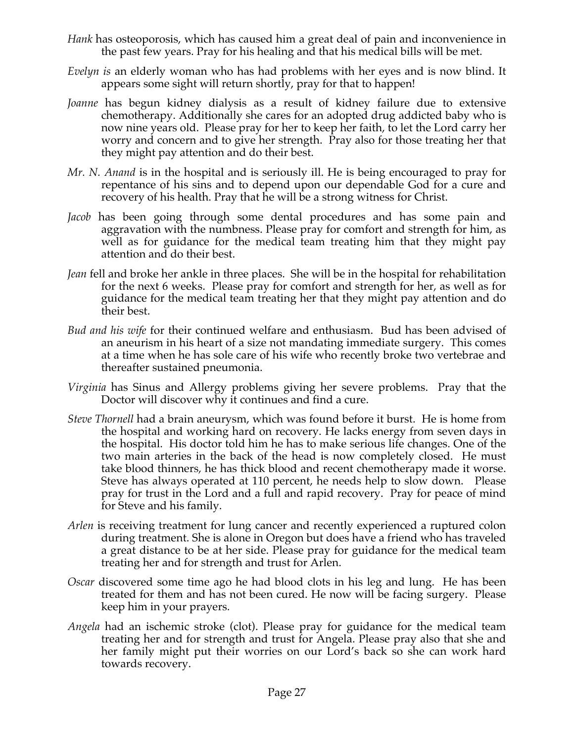*Hank* has osteoporosis, which has caused him a great deal of pain and inconvenience in the past few years. Pray for his healing and that his medical bills will be met.

*Evelyn is* an elderly woman who has had problems with her eyes and is now blind. It appears some sight will return shortly, pray for that to happen!

*Joanne* has begun kidney dialysis as a result of kidney failure due to extensive chemotherapy. Additionally she cares for an adopted drug addicted baby who is now nine years old. Please pray for her to keep her faith, to let the Lord carry her worry and concern and to give her strength. Pray also for those treating her that they might pay attention and do their best.

*Mr. N. Anand* is in the hospital and is seriously ill. He is being encouraged to pray for repentance of his sins and to depend upon our dependable God for a cure and recovery of his health. Pray that he will be a strong witness for Christ.

*Jacob* has been going through some dental procedures and has some pain and aggravation with the numbness. Please pray for comfort and strength for him, as well as for guidance for the medical team treating him that they might pay attention and do their best.

*Jean* fell and broke her ankle in three places. She will be in the hospital for rehabilitation for the next 6 weeks. Please pray for comfort and strength for her, as well as for guidance for the medical team treating her that they might pay attention and do their best.

*Bud and his wife* for their continued welfare and enthusiasm. Bud has been advised of an aneurism in his heart of a size not mandating immediate surgery. This comes at a time when he has sole care of his wife who recently broke two vertebrae and thereafter sustained pneumonia.

*Virginia* has Sinus and Allergy problems giving her severe problems. Pray that the Doctor will discover why it continues and find a cure.

*Steve Thornell* had a brain aneurysm, which was found before it burst. He is home from the hospital and working hard on recovery. He lacks energy from seven days in the hospital. His doctor told him he has to make serious life changes. One of the two main arteries in the back of the head is now completely closed. He must take blood thinners, he has thick blood and recent chemotherapy made it worse. Steve has always operated at 110 percent, he needs help to slow down. Please pray for trust in the Lord and a full and rapid recovery. Pray for peace of mind for Steve and his family.

*Arlen* is receiving treatment for lung cancer and recently experienced a ruptured colon during treatment. She is alone in Oregon but does have a friend who has traveled a great distance to be at her side. Please pray for guidance for the medical team treating her and for strength and trust for Arlen.

*Oscar* discovered some time ago he had blood clots in his leg and lung. He has been treated for them and has not been cured. He now will be facing surgery. Please keep him in your prayers.

*Angela* had an ischemic stroke (clot). Please pray for guidance for the medical team treating her and for strength and trust for Angela. Please pray also that she and her family might put their worries on our Lord's back so she can work hard towards recovery.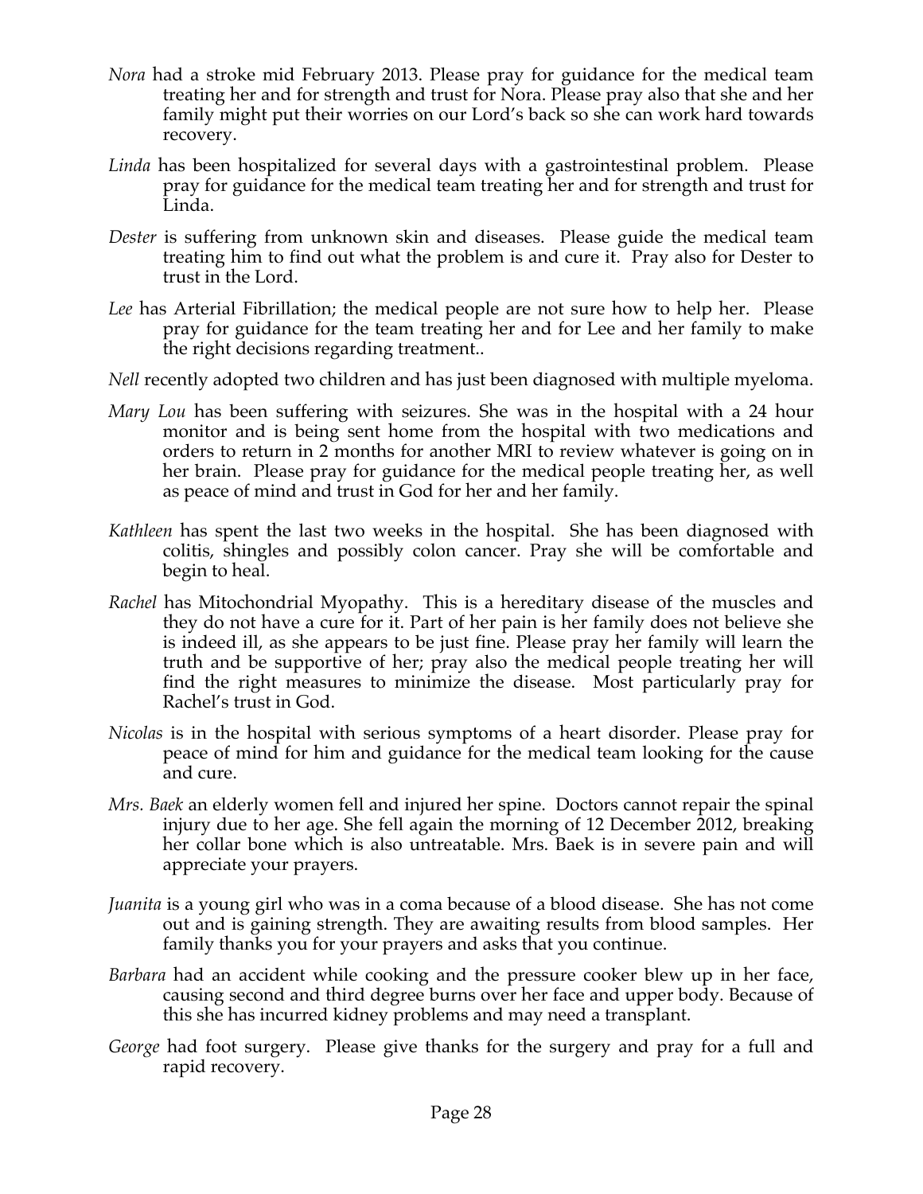*Nora* had a stroke mid February 2013. Please pray for guidance for the medical team treating her and for strength and trust for Nora. Please pray also that she and her family might put their worries on our Lord's back so she can work hard towards recovery.

*Linda* has been hospitalized for several days with a gastrointestinal problem. Please pray for guidance for the medical team treating her and for strength and trust for Linda.

*Dester* is suffering from unknown skin and diseases. Please guide the medical team treating him to find out what the problem is and cure it. Pray also for Dester to trust in the Lord.

*Lee* has Arterial Fibrillation; the medical people are not sure how to help her. Please pray for guidance for the team treating her and for Lee and her family to make the right decisions regarding treatment..

*Nell* recently adopted two children and has just been diagnosed with multiple myeloma.

*Mary Lou* has been suffering with seizures. She was in the hospital with a 24 hour monitor and is being sent home from the hospital with two medications and orders to return in 2 months for another MRI to review whatever is going on in her brain. Please pray for guidance for the medical people treating her, as well as peace of mind and trust in God for her and her family.

*Kathleen* has spent the last two weeks in the hospital. She has been diagnosed with colitis, shingles and possibly colon cancer. Pray she will be comfortable and begin to heal.

*Rachel* has Mitochondrial Myopathy. This is a hereditary disease of the muscles and they do not have a cure for it. Part of her pain is her family does not believe she is indeed ill, as she appears to be just fine. Please pray her family will learn the truth and be supportive of her; pray also the medical people treating her will find the right measures to minimize the disease. Most particularly pray for Rachel's trust in God.

*Nicolas* is in the hospital with serious symptoms of a heart disorder. Please pray for peace of mind for him and guidance for the medical team looking for the cause and cure.

*Mrs. Baek* an elderly women fell and injured her spine. Doctors cannot repair the spinal injury due to her age. She fell again the morning of 12 December 2012, breaking her collar bone which is also untreatable. Mrs. Baek is in severe pain and will appreciate your prayers.

*Juanita* is a young girl who was in a coma because of a blood disease. She has not come out and is gaining strength. They are awaiting results from blood samples. Her family thanks you for your prayers and asks that you continue.

*Barbara* had an accident while cooking and the pressure cooker blew up in her face, causing second and third degree burns over her face and upper body. Because of this she has incurred kidney problems and may need a transplant.

*George* had foot surgery. Please give thanks for the surgery and pray for a full and rapid recovery.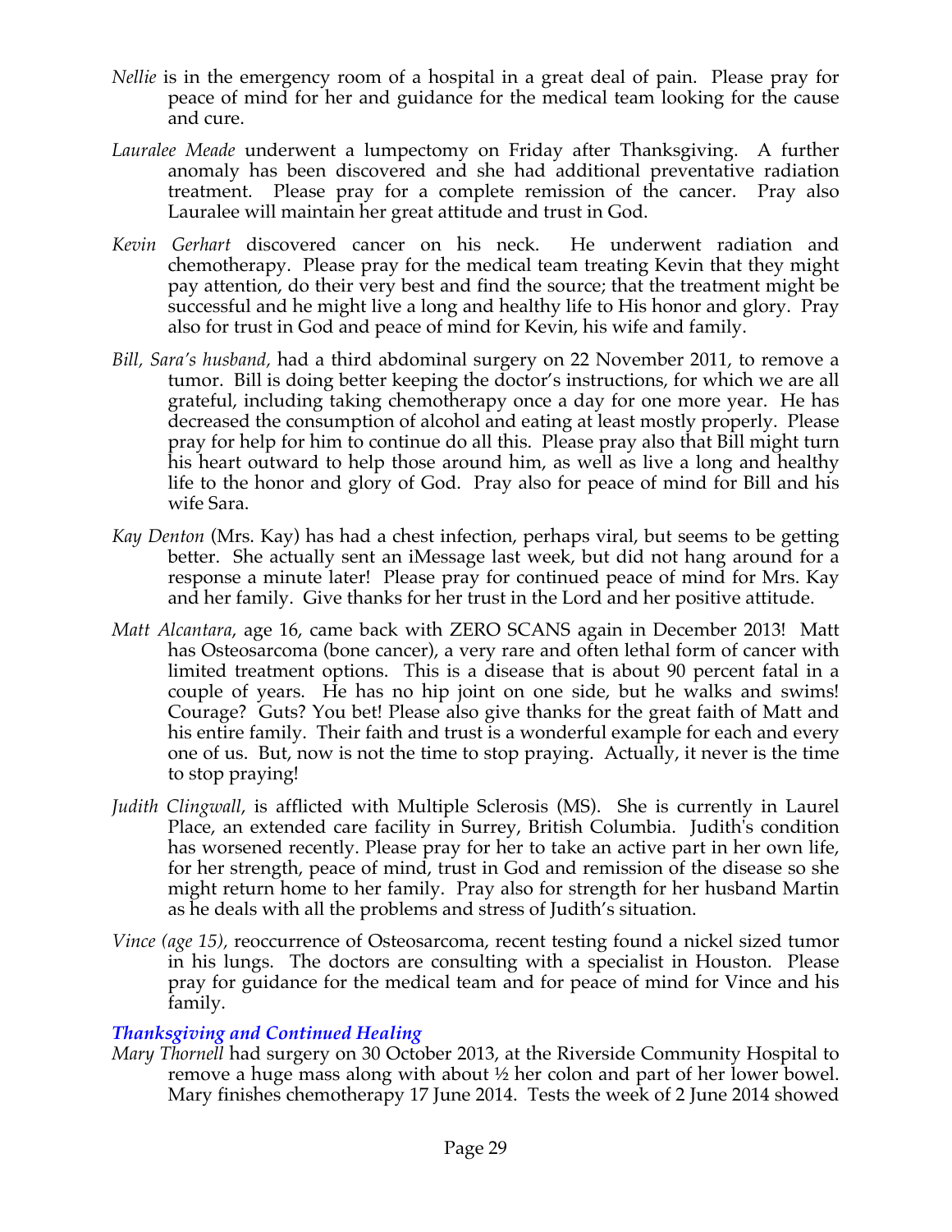*Nellie* is in the emergency room of a hospital in a great deal of pain. Please pray for peace of mind for her and guidance for the medical team looking for the cause and cure.

*Lauralee Meade* underwent a lumpectomy on Friday after Thanksgiving. A further anomaly has been discovered and she had additional preventative radiation treatment. Please pray for a complete remission of the cancer. Pray also Lauralee will maintain her great attitude and trust in God.

*Kevin Gerhart* discovered cancer on his neck. He underwent radiation and chemotherapy. Please pray for the medical team treating Kevin that they might pay attention, do their very best and find the source; that the treatment might be successful and he might live a long and healthy life to His honor and glory. Pray also for trust in God and peace of mind for Kevin, his wife and family.

*Bill, Sara's husband,* had a third abdominal surgery on 22 November 2011, to remove a tumor. Bill is doing better keeping the doctor's instructions, for which we are all grateful, including taking chemotherapy once a day for one more year. He has decreased the consumption of alcohol and eating at least mostly properly. Please pray for help for him to continue do all this. Please pray also that Bill might turn his heart outward to help those around him, as well as live a long and healthy life to the honor and glory of God. Pray also for peace of mind for Bill and his wife Sara.

*Kay Denton* (Mrs. Kay) has had a chest infection, perhaps viral, but seems to be getting better. She actually sent an iMessage last week, but did not hang around for a response a minute later! Please pray for continued peace of mind for Mrs. Kay and her family. Give thanks for her trust in the Lord and her positive attitude.

*Matt Alcantara*, age 16, came back with ZERO SCANS again in December 2013! Matt has Osteosarcoma (bone cancer), a very rare and often lethal form of cancer with limited treatment options. This is a disease that is about 90 percent fatal in a couple of years. He has no hip joint on one side, but he walks and swims! Courage? Guts? You bet! Please also give thanks for the great faith of Matt and his entire family. Their faith and trust is a wonderful example for each and every one of us. But, now is not the time to stop praying. Actually, it never is the time to stop praying!

*Judith Clingwall*, is afflicted with Multiple Sclerosis (MS). She is currently in Laurel Place, an extended care facility in Surrey, British Columbia. Judith's condition has worsened recently. Please pray for her to take an active part in her own life, for her strength, peace of mind, trust in God and remission of the disease so she might return home to her family. Pray also for strength for her husband Martin as he deals with all the problems and stress of Judith's situation.

*Vince (age 15),* reoccurrence of Osteosarcoma, recent testing found a nickel sized tumor in his lungs. The doctors are consulting with a specialist in Houston. Please pray for guidance for the medical team and for peace of mind for Vince and his family.

### *Thanksgiving and Continued Healing*

*Mary Thornell* had surgery on 30 October 2013, at the Riverside Community Hospital to remove a huge mass along with about ½ her colon and part of her lower bowel. Mary finishes chemotherapy 17 June 2014. Tests the week of 2 June 2014 showed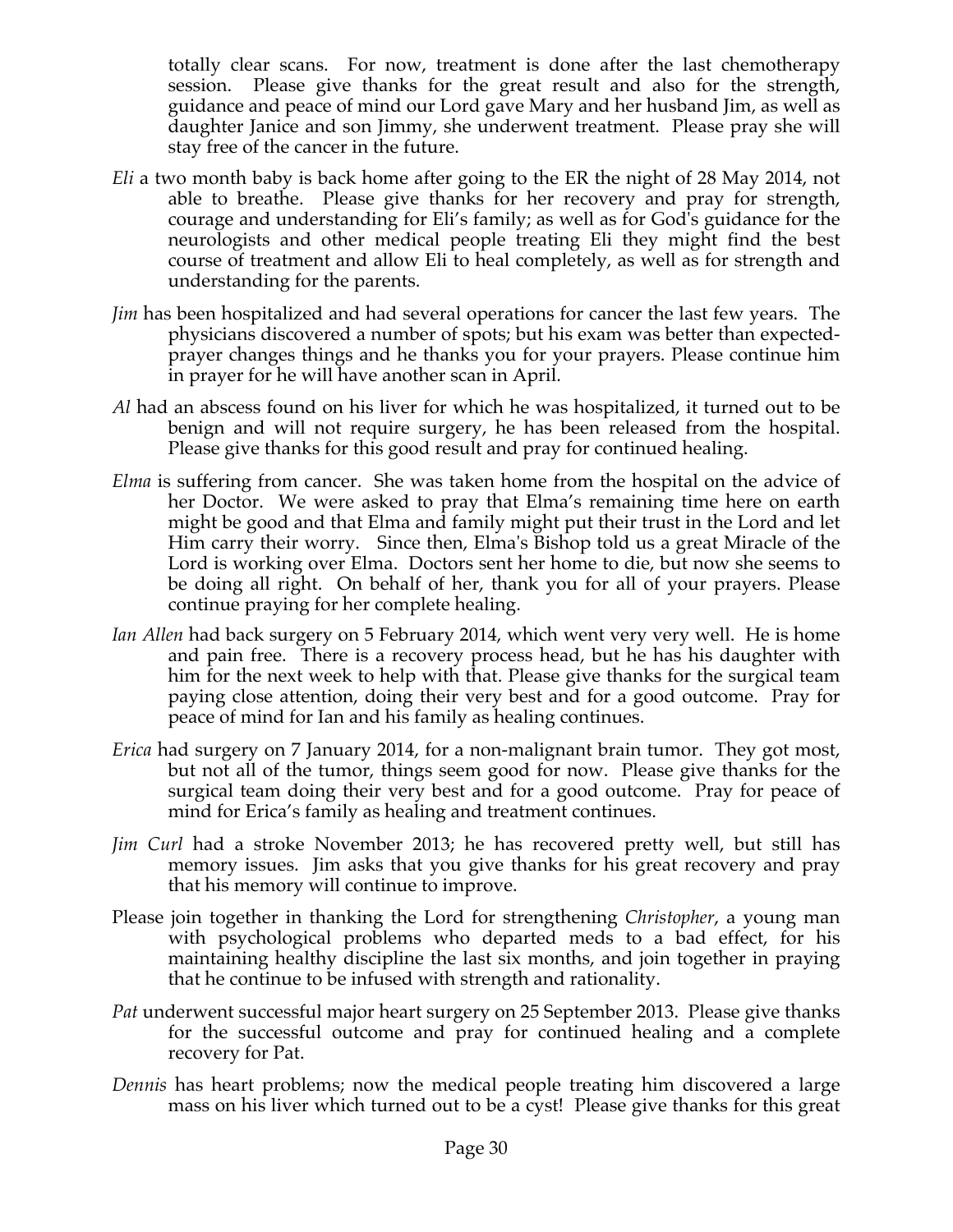totally clear scans. For now, treatment is done after the last chemotherapy session. Please give thanks for the great result and also for the strength, guidance and peace of mind our Lord gave Mary and her husband Jim, as well as daughter Janice and son Jimmy, she underwent treatment. Please pray she will stay free of the cancer in the future.

*Eli* a two month baby is back home after going to the ER the night of 28 May 2014, not able to breathe. Please give thanks for her recovery and pray for strength, courage and understanding for Eli's family; as well as for God's guidance for the neurologists and other medical people treating Eli they might find the best course of treatment and allow Eli to heal completely, as well as for strength and understanding for the parents.

*Jim* has been hospitalized and had several operations for cancer the last few years. The physicians discovered a number of spots; but his exam was better than expected- prayer changes things and he thanks you for your prayers. Please continue him in prayer for he will have another scan in April.

*Al* had an abscess found on his liver for which he was hospitalized, it turned out to be benign and will not require surgery, he has been released from the hospital. Please give thanks for this good result and pray for continued healing.

*Elma* is suffering from cancer. She was taken home from the hospital on the advice of her Doctor. We were asked to pray that Elma's remaining time here on earth might be good and that Elma and family might put their trust in the Lord and let Him carry their worry. Since then, Elma's Bishop told us a great Miracle of the Lord is working over Elma. Doctors sent her home to die, but now she seems to be doing all right. On behalf of her, thank you for all of your prayers. Please continue praying for her complete healing.

*Ian Allen* had back surgery on 5 February 2014, which went very very well. He is home and pain free. There is a recovery process head, but he has his daughter with him for the next week to help with that. Please give thanks for the surgical team paying close attention, doing their very best and for a good outcome. Pray for peace of mind for Ian and his family as healing continues.

*Erica* had surgery on 7 January 2014, for a non-malignant brain tumor. They got most, but not all of the tumor, things seem good for now. Please give thanks for the surgical team doing their very best and for a good outcome. Pray for peace of mind for Erica's family as healing and treatment continues.

*Jim Curl* had a stroke November 2013; he has recovered pretty well, but still has memory issues. Jim asks that you give thanks for his great recovery and pray that his memory will continue to improve.

Please join together in thanking the Lord for strengthening *Christopher*, a young man with psychological problems who departed meds to a bad effect, for his maintaining healthy discipline the last six months, and join together in praying that he continue to be infused with strength and rationality.

*Pat* underwent successful major heart surgery on 25 September 2013. Please give thanks for the successful outcome and pray for continued healing and a complete recovery for Pat.

*Dennis* has heart problems; now the medical people treating him discovered a large mass on his liver which turned out to be a cyst! Please give thanks for this great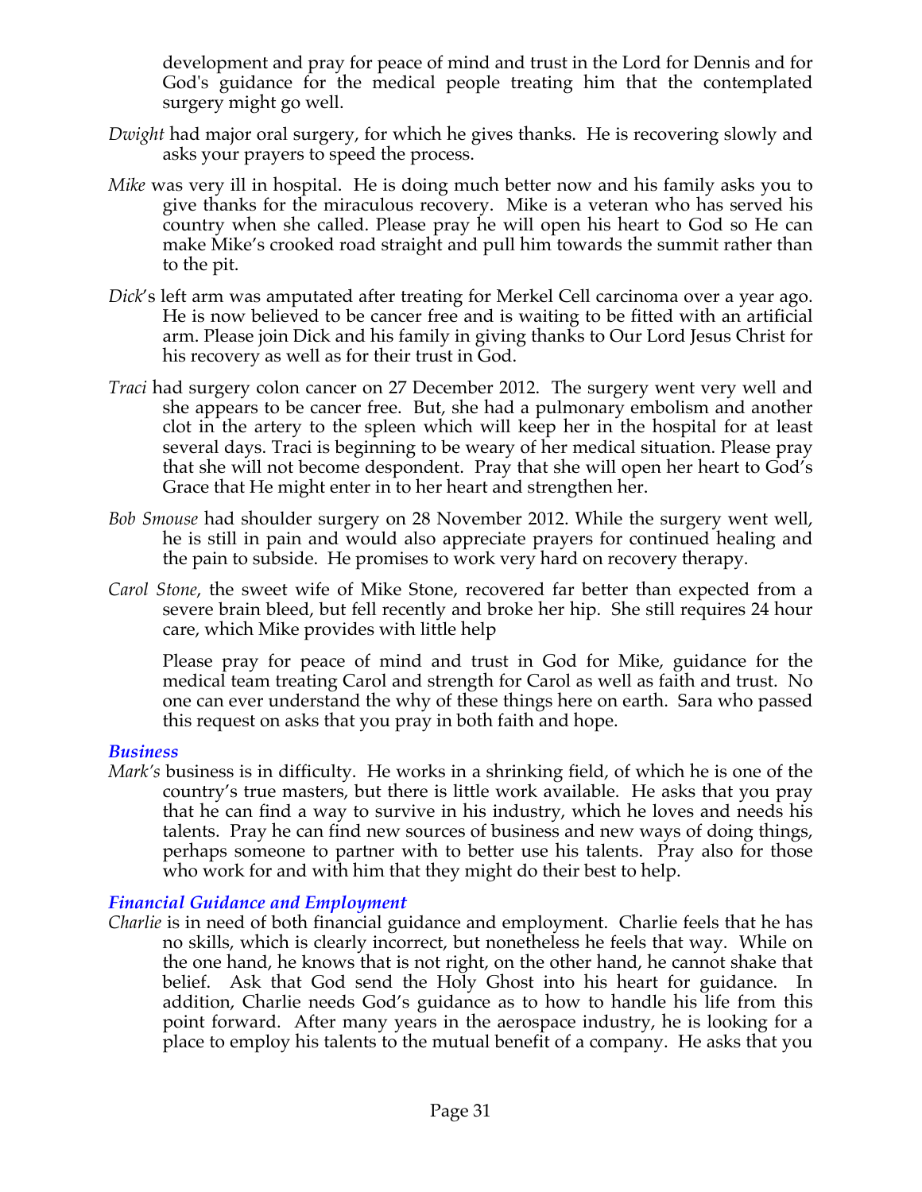development and pray for peace of mind and trust in the Lord for Dennis and for God's guidance for the medical people treating him that the contemplated surgery might go well.

*Dwight* had major oral surgery, for which he gives thanks. He is recovering slowly and asks your prayers to speed the process.

*Mike* was very ill in hospital. He is doing much better now and his family asks you to give thanks for the miraculous recovery. Mike is a veteran who has served his country when she called. Please pray he will open his heart to God so He can make Mike's crooked road straight and pull him towards the summit rather than to the pit.

*Dick*'s left arm was amputated after treating for Merkel Cell carcinoma over a year ago. He is now believed to be cancer free and is waiting to be fitted with an artificial arm. Please join Dick and his family in giving thanks to Our Lord Jesus Christ for his recovery as well as for their trust in God.

*Traci* had surgery colon cancer on 27 December 2012. The surgery went very well and she appears to be cancer free. But, she had a pulmonary embolism and another clot in the artery to the spleen which will keep her in the hospital for at least several days. Traci is beginning to be weary of her medical situation. Please pray that she will not become despondent. Pray that she will open her heart to God's Grace that He might enter in to her heart and strengthen her.

*Bob Smouse* had shoulder surgery on 28 November 2012. While the surgery went well, he is still in pain and would also appreciate prayers for continued healing and the pain to subside. He promises to work very hard on recovery therapy.

*Carol Stone*, the sweet wife of Mike Stone, recovered far better than expected from a severe brain bleed, but fell recently and broke her hip. She still requires 24 hour care, which Mike provides with little help

Please pray for peace of mind and trust in God for Mike, guidance for the medical team treating Carol and strength for Carol as well as faith and trust. No one can ever understand the why of these things here on earth. Sara who passed this request on asks that you pray in both faith and hope.

### *Business*

*Mark's* business is in difficulty. He works in a shrinking field, of which he is one of the country's true masters, but there is little work available. He asks that you pray that he can find a way to survive in his industry, which he loves and needs his talents. Pray he can find new sources of business and new ways of doing things, perhaps someone to partner with to better use his talents. Pray also for those who work for and with him that they might do their best to help.

### *Financial Guidance and Employment*

*Charlie* is in need of both financial guidance and employment. Charlie feels that he has no skills, which is clearly incorrect, but nonetheless he feels that way. While on the one hand, he knows that is not right, on the other hand, he cannot shake that belief. Ask that God send the Holy Ghost into his heart for guidance. In addition, Charlie needs God's guidance as to how to handle his life from this point forward. After many years in the aerospace industry, he is looking for a place to employ his talents to the mutual benefit of a company. He asks that you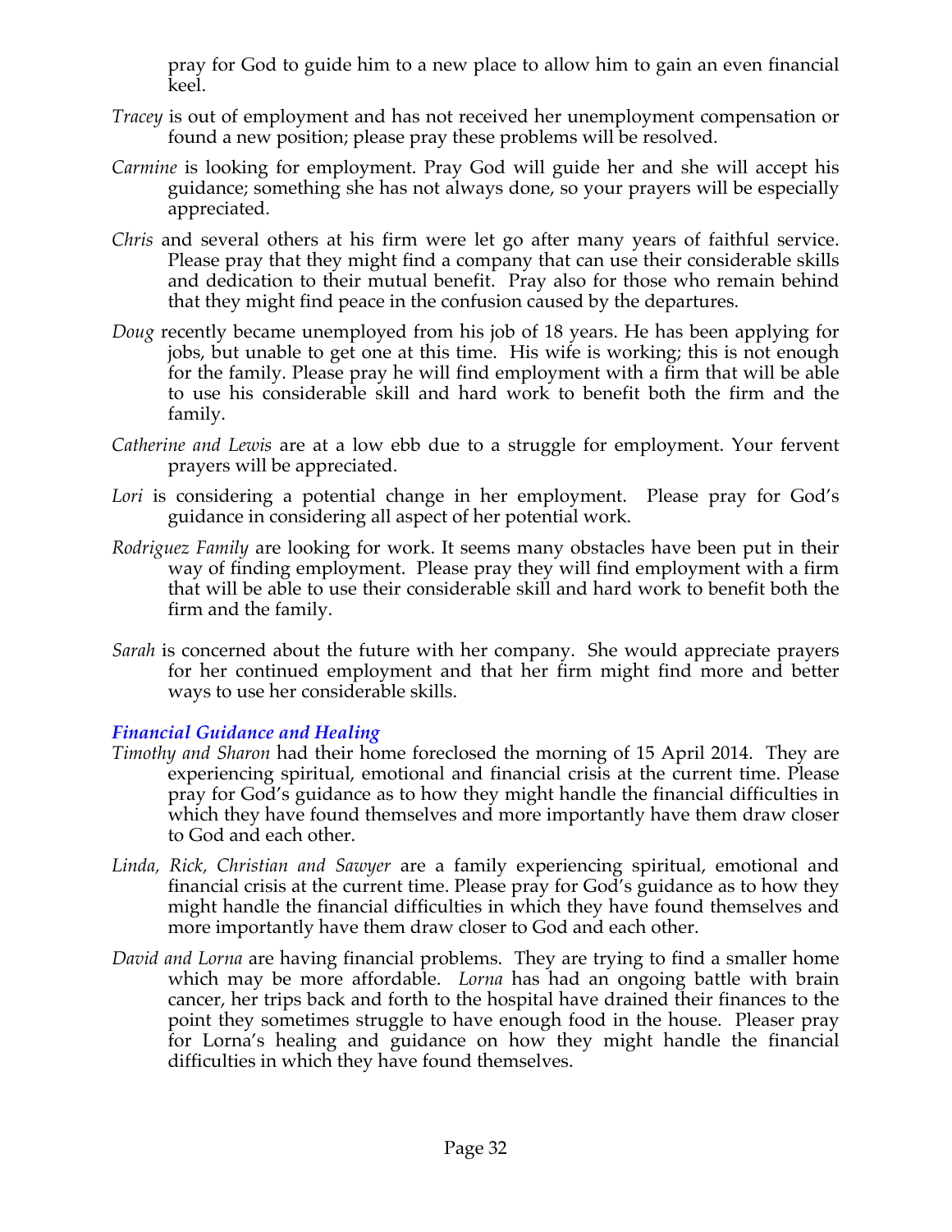pray for God to guide him to a new place to allow him to gain an even financial keel.

*Tracey* is out of employment and has not received her unemployment compensation or found a new position; please pray these problems will be resolved.

*Carmine* is looking for employment. Pray God will guide her and she will accept his guidance; something she has not always done, so your prayers will be especially appreciated.

*Chris* and several others at his firm were let go after many years of faithful service. Please pray that they might find a company that can use their considerable skills and dedication to their mutual benefit. Pray also for those who remain behind that they might find peace in the confusion caused by the departures.

*Doug* recently became unemployed from his job of 18 years. He has been applying for jobs, but unable to get one at this time. His wife is working; this is not enough for the family. Please pray he will find employment with a firm that will be able to use his considerable skill and hard work to benefit both the firm and the family.

*Catherine and Lewis* are at a low ebb due to a struggle for employment. Your fervent prayers will be appreciated.

*Lori* is considering a potential change in her employment. Please pray for God's guidance in considering all aspect of her potential work.

*Rodriguez Family* are looking for work. It seems many obstacles have been put in their way of finding employment. Please pray they will find employment with a firm that will be able to use their considerable skill and hard work to benefit both the firm and the family.

*Sarah* is concerned about the future with her company. She would appreciate prayers for her continued employment and that her firm might find more and better ways to use her considerable skills.

### *Financial Guidance and Healing*

*Timothy and Sharon* had their home foreclosed the morning of 15 April 2014. They are experiencing spiritual, emotional and financial crisis at the current time. Please pray for God's guidance as to how they might handle the financial difficulties in which they have found themselves and more importantly have them draw closer to God and each other.

*Linda, Rick, Christian and Sawyer* are a family experiencing spiritual, emotional and financial crisis at the current time. Please pray for God's guidance as to how they might handle the financial difficulties in which they have found themselves and more importantly have them draw closer to God and each other.

*David and Lorna* are having financial problems. They are trying to find a smaller home which may be more affordable. *Lorna* has had an ongoing battle with brain cancer, her trips back and forth to the hospital have drained their finances to the point they sometimes struggle to have enough food in the house. Pleaser pray for Lorna's healing and guidance on how they might handle the financial difficulties in which they have found themselves.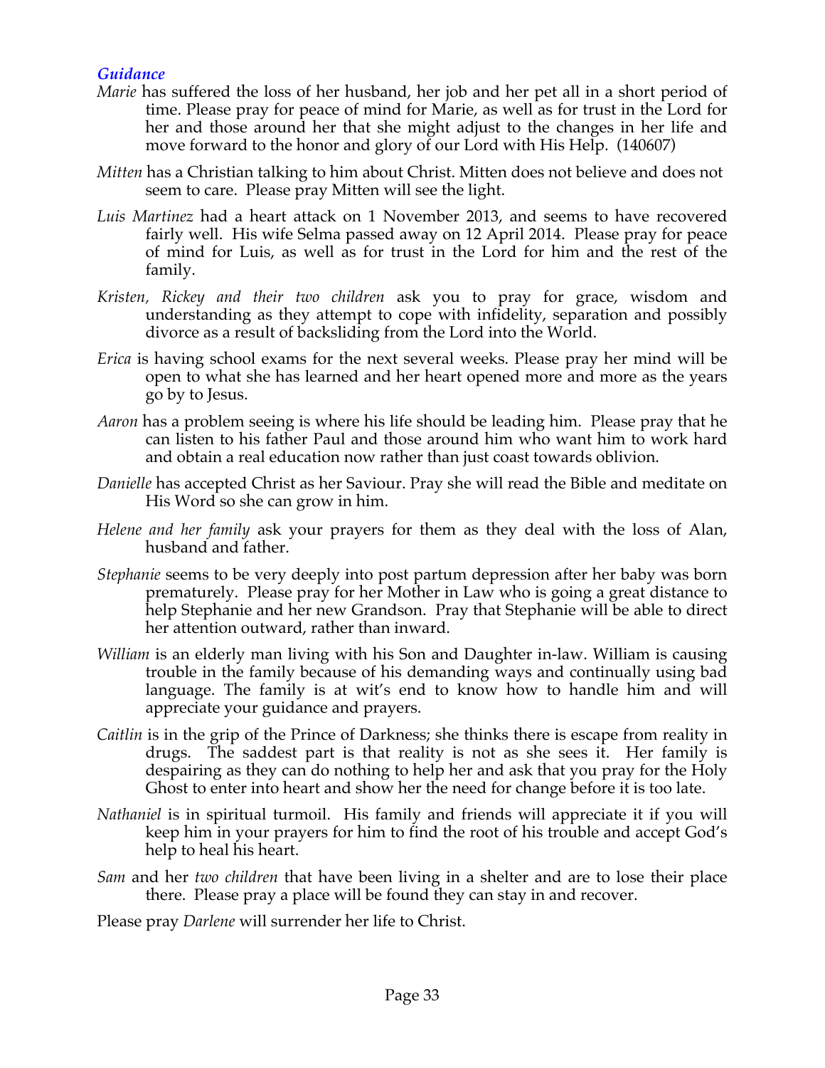### *Guidance*

*Marie* has suffered the loss of her husband, her job and her pet all in a short period of time. Please pray for peace of mind for Marie, as well as for trust in the Lord for her and those around her that she might adjust to the changes in her life and move forward to the honor and glory of our Lord with His Help. (140607)

*Mitten* has a Christian talking to him about Christ. Mitten does not believe and does not seem to care. Please pray Mitten will see the light.

*Luis Martinez* had a heart attack on 1 November 2013, and seems to have recovered fairly well. His wife Selma passed away on 12 April 2014. Please pray for peace of mind for Luis, as well as for trust in the Lord for him and the rest of the family.

*Kristen, Rickey and their two children* ask you to pray for grace, wisdom and understanding as they attempt to cope with infidelity, separation and possibly divorce as a result of backsliding from the Lord into the World.

*Erica* is having school exams for the next several weeks. Please pray her mind will be open to what she has learned and her heart opened more and more as the years go by to Jesus.

*Aaron* has a problem seeing is where his life should be leading him. Please pray that he can listen to his father Paul and those around him who want him to work hard and obtain a real education now rather than just coast towards oblivion.

*Danielle* has accepted Christ as her Saviour. Pray she will read the Bible and meditate on His Word so she can grow in him.

*Helene and her family* ask your prayers for them as they deal with the loss of Alan, husband and father.

*Stephanie* seems to be very deeply into post partum depression after her baby was born prematurely. Please pray for her Mother in Law who is going a great distance to help Stephanie and her new Grandson. Pray that Stephanie will be able to direct her attention outward, rather than inward.

*William* is an elderly man living with his Son and Daughter in-law. William is causing trouble in the family because of his demanding ways and continually using bad language. The family is at wit's end to know how to handle him and will appreciate your guidance and prayers.

*Caitlin* is in the grip of the Prince of Darkness; she thinks there is escape from reality in drugs. The saddest part is that reality is not as she sees it. Her family is despairing as they can do nothing to help her and ask that you pray for the Holy Ghost to enter into heart and show her the need for change before it is too late.

*Nathaniel* is in spiritual turmoil. His family and friends will appreciate it if you will keep him in your prayers for him to find the root of his trouble and accept God's help to heal his heart.

*Sam* and her *two children* that have been living in a shelter and are to lose their place there. Please pray a place will be found they can stay in and recover.

Please pray *Darlene* will surrender her life to Christ.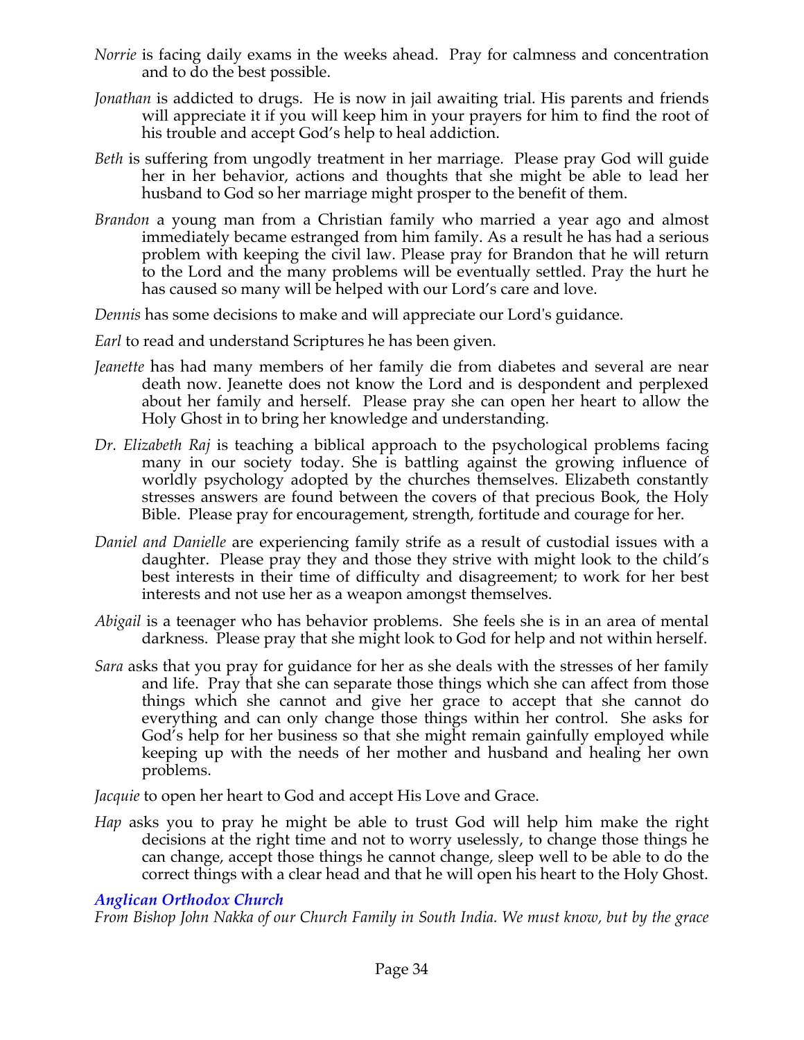*Norrie* is facing daily exams in the weeks ahead. Pray for calmness and concentration and to do the best possible.

*Jonathan* is addicted to drugs. He is now in jail awaiting trial. His parents and friends will appreciate it if you will keep him in your prayers for him to find the root of his trouble and accept God's help to heal addiction.

*Beth* is suffering from ungodly treatment in her marriage. Please pray God will guide her in her behavior, actions and thoughts that she might be able to lead her husband to God so her marriage might prosper to the benefit of them.

*Brandon* a young man from a Christian family who married a year ago and almost immediately became estranged from him family. As a result he has had a serious problem with keeping the civil law. Please pray for Brandon that he will return to the Lord and the many problems will be eventually settled. Pray the hurt he has caused so many will be helped with our Lord's care and love.

*Dennis* has some decisions to make and will appreciate our Lord's guidance.

*Earl* to read and understand Scriptures he has been given.

*Jeanette* has had many members of her family die from diabetes and several are near death now. Jeanette does not know the Lord and is despondent and perplexed about her family and herself. Please pray she can open her heart to allow the Holy Ghost in to bring her knowledge and understanding.

*Dr. Elizabeth Raj* is teaching a biblical approach to the psychological problems facing many in our society today. She is battling against the growing influence of worldly psychology adopted by the churches themselves. Elizabeth constantly stresses answers are found between the covers of that precious Book, the Holy Bible. Please pray for encouragement, strength, fortitude and courage for her.

*Daniel and Danielle* are experiencing family strife as a result of custodial issues with a daughter. Please pray they and those they strive with might look to the child's best interests in their time of difficulty and disagreement; to work for her best interests and not use her as a weapon amongst themselves.

*Abigail* is a teenager who has behavior problems. She feels she is in an area of mental darkness. Please pray that she might look to God for help and not within herself.

*Sara* asks that you pray for guidance for her as she deals with the stresses of her family and life. Pray that she can separate those things which she can affect from those things which she cannot and give her grace to accept that she cannot do everything and can only change those things within her control. She asks for God's help for her business so that she might remain gainfully employed while keeping up with the needs of her mother and husband and healing her own problems.

*Jacquie* to open her heart to God and accept His Love and Grace.

*Hap* asks you to pray he might be able to trust God will help him make the right decisions at the right time and not to worry uselessly, to change those things he can change, accept those things he cannot change, sleep well to be able to do the correct things with a clear head and that he will open his heart to the Holy Ghost.

### *Anglican Orthodox Church*

*From Bishop John Nakka of our Church Family in South India. We must know, but by the grace*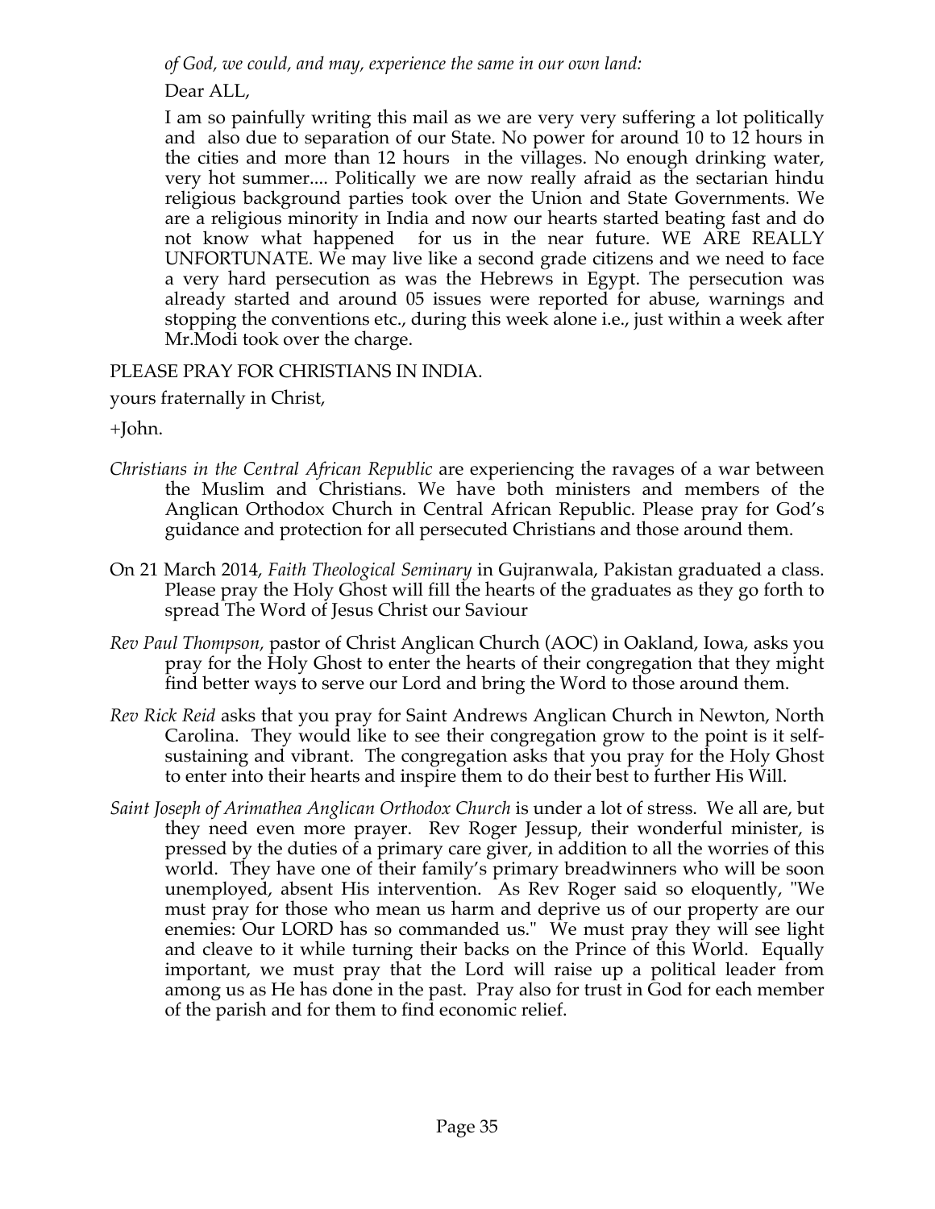*of God, we could, and may, experience the same in our own land:*

Dear ALL,

I am so painfully writing this mail as we are very very suffering a lot politically and also due to separation of our State. No power for around 10 to 12 hours in the cities and more than 12 hours in the villages. No enough drinking water, very hot summer.... Politically we are now really afraid as the sectarian hindu religious background parties took over the Union and State Governments. We are a religious minority in India and now our hearts started beating fast and do not know what happened for us in the near future. WE ARE REALLY UNFORTUNATE. We may live like a second grade citizens and we need to face a very hard persecution as was the Hebrews in Egypt. The persecution was already started and around 05 issues were reported for abuse, warnings and stopping the conventions etc., during this week alone i.e., just within a week after Mr.Modi took over the charge.

PLEASE PRAY FOR CHRISTIANS IN INDIA.

yours fraternally in Christ,

+John.

- *Christians in the Central African Republic* are experiencing the ravages of a war between the Muslim and Christians. We have both ministers and members of the Anglican Orthodox Church in Central African Republic. Please pray for God's guidance and protection for all persecuted Christians and those around them.
- On 21 March 2014, *Faith Theological Seminary* in Gujranwala, Pakistan graduated a class. Please pray the Holy Ghost will fill the hearts of the graduates as they go forth to spread The Word of Jesus Christ our Saviour
- *Rev Paul Thompson,* pastor of Christ Anglican Church (AOC) in Oakland, Iowa, asks you pray for the Holy Ghost to enter the hearts of their congregation that they might find better ways to serve our Lord and bring the Word to those around them.
- *Rev Rick Reid* asks that you pray for Saint Andrews Anglican Church in Newton, North Carolina. They would like to see their congregation grow to the point is it self-sustaining and vibrant. The congregation asks that you pray for the Holy Ghost to enter into their hearts and inspire them to do their best to further His Will.
- *Saint Joseph of Arimathea Anglican Orthodox Church* is under a lot of stress. We all are, but they need even more prayer. Rev Roger Jessup, their wonderful minister, is pressed by the duties of a primary care giver, in addition to all the worries of this world. They have one of their family's primary breadwinners who will be soon unemployed, absent His intervention. As Rev Roger said so eloquently, "We must pray for those who mean us harm and deprive us of our property are our enemies: Our LORD has so commanded us." We must pray they will see light and cleave to it while turning their backs on the Prince of this World. Equally important, we must pray that the Lord will raise up a political leader from among us as He has done in the past. Pray also for trust in God for each member of the parish and for them to find economic relief.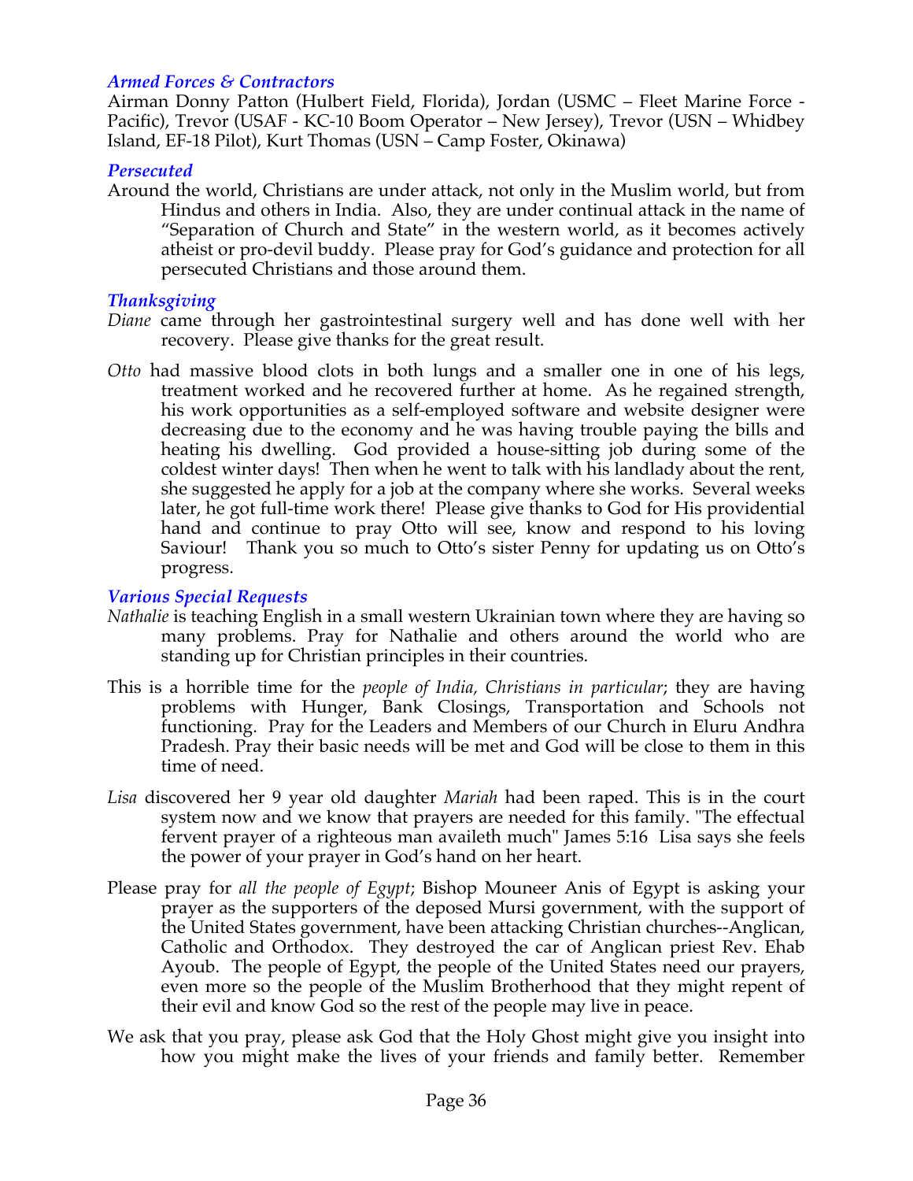### *Armed Forces & Contractors*

Airman Donny Patton (Hulbert Field, Florida), Jordan (USMC – Fleet Marine Force - Pacific), Trevor (USAF - KC-10 Boom Operator – New Jersey), Trevor (USN – Whidbey Island, EF-18 Pilot), Kurt Thomas (USN – Camp Foster, Okinawa)

### *Persecuted*

Around the world, Christians are under attack, not only in the Muslim world, but from Hindus and others in India. Also, they are under continual attack in the name of "Separation of Church and State" in the western world, as it becomes actively atheist or pro-devil buddy. Please pray for God's guidance and protection for all persecuted Christians and those around them.

### *Thanksgiving*

*Diane* came through her gastrointestinal surgery well and has done well with her recovery. Please give thanks for the great result.

*Otto* had massive blood clots in both lungs and a smaller one in one of his legs, treatment worked and he recovered further at home. As he regained strength, his work opportunities as a self-employed software and website designer were decreasing due to the economy and he was having trouble paying the bills and heating his dwelling. God provided a house-sitting job during some of the coldest winter days! Then when he went to talk with his landlady about the rent, she suggested he apply for a job at the company where she works. Several weeks later, he got full-time work there! Please give thanks to God for His providential hand and continue to pray Otto will see, know and respond to his loving Saviour! Thank you so much to Otto's sister Penny for updating us on Otto's progress.

### *Various Special Requests*

*Nathalie* is teaching English in a small western Ukrainian town where they are having so many problems. Pray for Nathalie and others around the world who are standing up for Christian principles in their countries.

This is a horrible time for the *people of India, Christians in particular*; they are having problems with Hunger, Bank Closings, Transportation and Schools not functioning. Pray for the Leaders and Members of our Church in Eluru Andhra Pradesh. Pray their basic needs will be met and God will be close to them in this time of need.

*Lisa* discovered her 9 year old daughter *Mariah* had been raped. This is in the court system now and we know that prayers are needed for this family. "The effectual fervent prayer of a righteous man availeth much" James 5:16 Lisa says she feels the power of your prayer in God's hand on her heart.

Please pray for *all the people of Egypt*; Bishop Mouneer Anis of Egypt is asking your prayer as the supporters of the deposed Mursi government, with the support of the United States government, have been attacking Christian churches--Anglican, Catholic and Orthodox. They destroyed the car of Anglican priest Rev. Ehab Ayoub. The people of Egypt, the people of the United States need our prayers, even more so the people of the Muslim Brotherhood that they might repent of their evil and know God so the rest of the people may live in peace.

We ask that you pray, please ask God that the Holy Ghost might give you insight into how you might make the lives of your friends and family better. Remember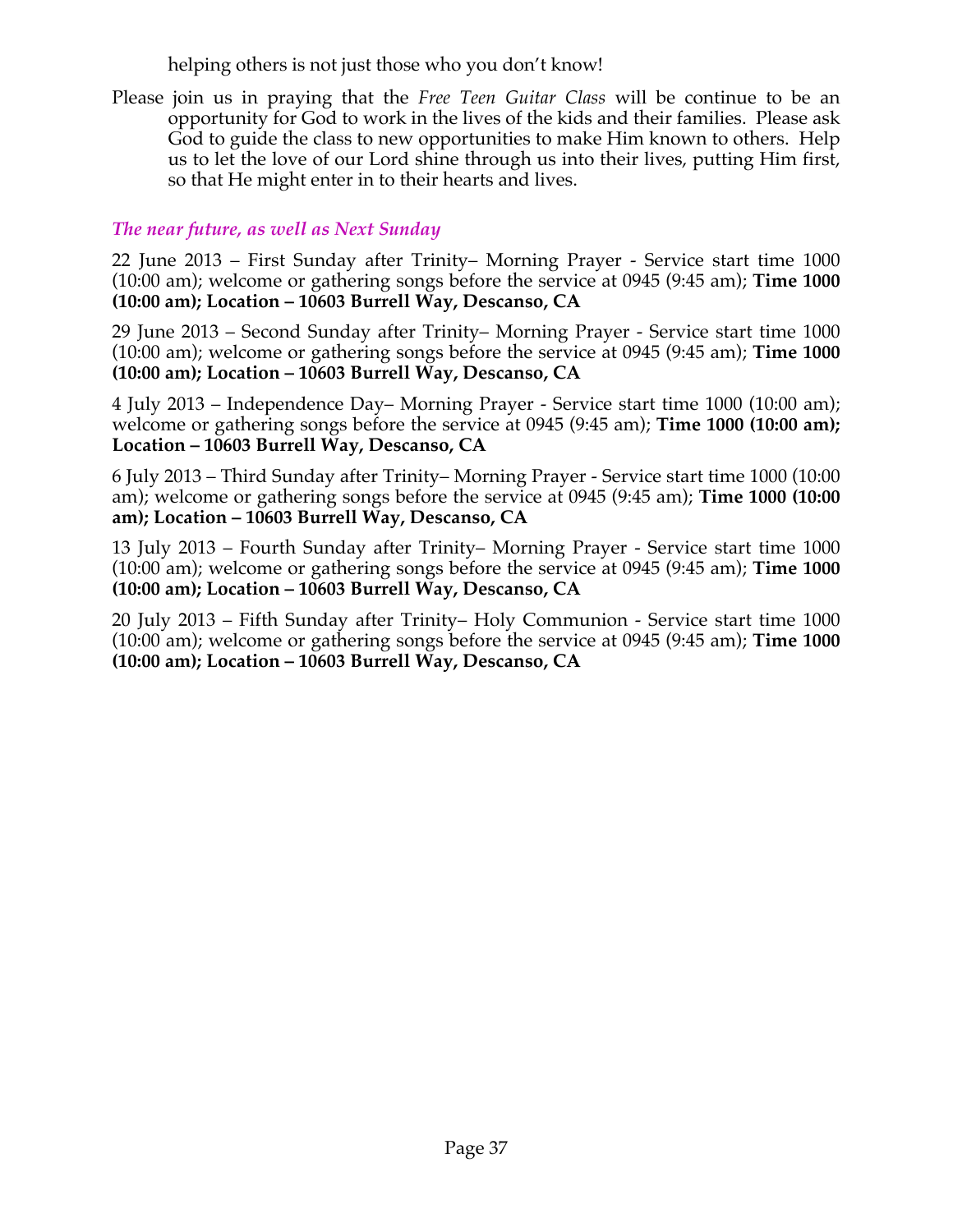helping others is not just those who you don't know!

Please join us in praying that the *Free Teen Guitar Class* will be continue to be an opportunity for God to work in the lives of the kids and their families. Please ask God to guide the class to new opportunities to make Him known to others. Help us to let the love of our Lord shine through us into their lives, putting Him first, so that He might enter in to their hearts and lives.

### *The near future, as well as Next Sunday*

22 June 2013 – First Sunday after Trinity– Morning Prayer - Service start time 1000 (10:00 am); welcome or gathering songs before the service at 0945 (9:45 am); **Time 1000 (10:00 am); Location – 10603 Burrell Way, Descanso, CA**

29 June 2013 – Second Sunday after Trinity– Morning Prayer - Service start time 1000 (10:00 am); welcome or gathering songs before the service at 0945 (9:45 am); **Time 1000 (10:00 am); Location – 10603 Burrell Way, Descanso, CA**

4 July 2013 – Independence Day– Morning Prayer - Service start time 1000 (10:00 am); welcome or gathering songs before the service at 0945 (9:45 am); **Time 1000 (10:00 am); Location – 10603 Burrell Way, Descanso, CA**

6 July 2013 – Third Sunday after Trinity– Morning Prayer - Service start time 1000 (10:00 am); welcome or gathering songs before the service at 0945 (9:45 am); **Time 1000 (10:00 am); Location – 10603 Burrell Way, Descanso, CA**

13 July 2013 – Fourth Sunday after Trinity– Morning Prayer - Service start time 1000 (10:00 am); welcome or gathering songs before the service at 0945 (9:45 am); **Time 1000 (10:00 am); Location – 10603 Burrell Way, Descanso, CA**

20 July 2013 – Fifth Sunday after Trinity– Holy Communion - Service start time 1000 (10:00 am); welcome or gathering songs before the service at 0945 (9:45 am); **Time 1000 (10:00 am); Location – 10603 Burrell Way, Descanso, CA**